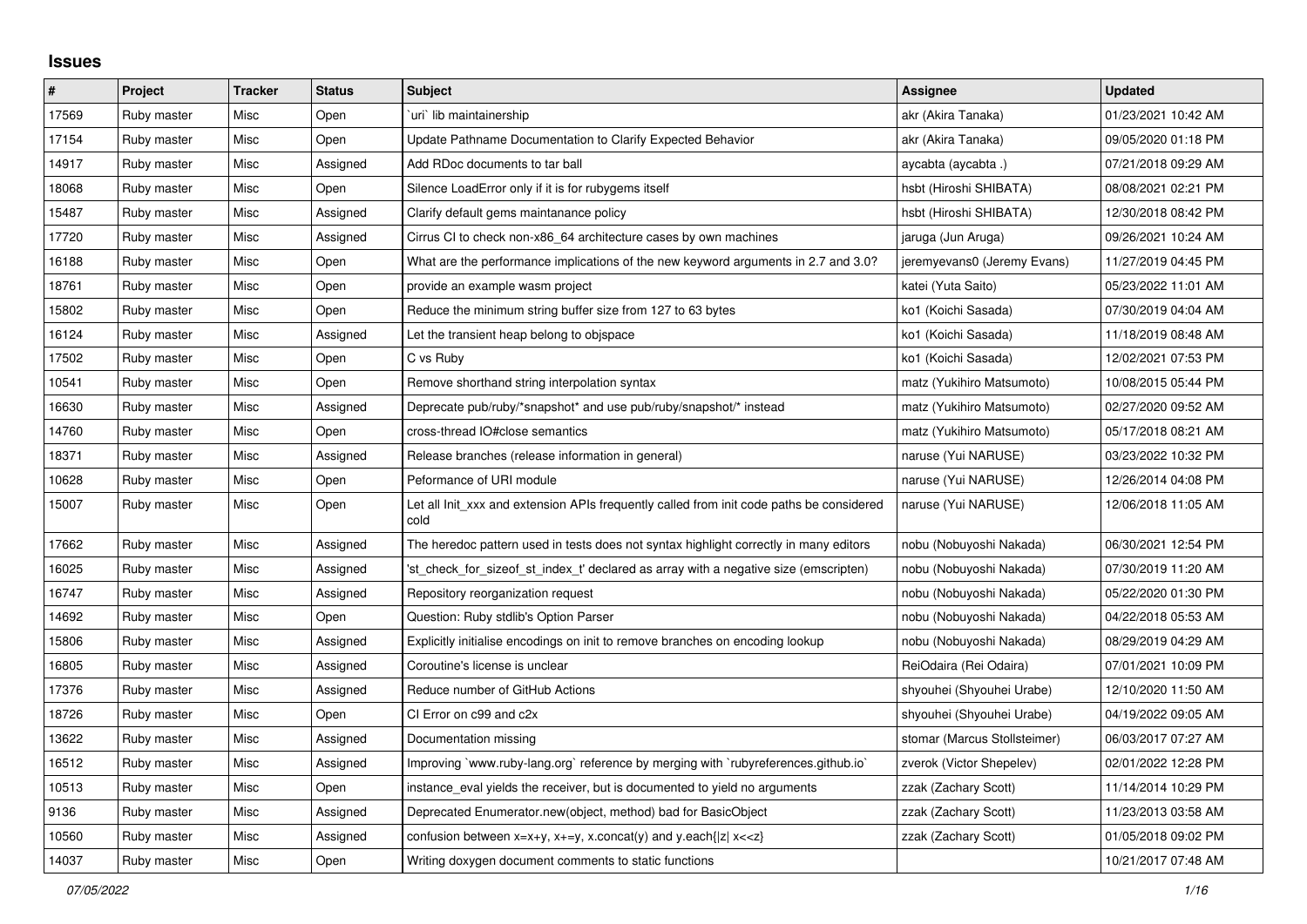# Issues

| # | Project | Tracker | Status | Subject | Assignee | Updated |
|---|---|---|---|---|---|---|
| 17569 | Ruby master | Misc | Open | `uri` lib maintainership | akr (Akira Tanaka) | 01/23/2021 10:42 AM |
| 17154 | Ruby master | Misc | Open | Update Pathname Documentation to Clarify Expected Behavior | akr (Akira Tanaka) | 09/05/2020 01:18 PM |
| 14917 | Ruby master | Misc | Assigned | Add RDoc documents to tar ball | aycabta (aycabta .) | 07/21/2018 09:29 AM |
| 18068 | Ruby master | Misc | Open | Silence LoadError only if it is for rubygems itself | hsbt (Hiroshi SHIBATA) | 08/08/2021 02:21 PM |
| 15487 | Ruby master | Misc | Assigned | Clarify default gems maintanance policy | hsbt (Hiroshi SHIBATA) | 12/30/2018 08:42 PM |
| 17720 | Ruby master | Misc | Assigned | Cirrus CI to check non-x86_64 architecture cases by own machines | jaruga (Jun Aruga) | 09/26/2021 10:24 AM |
| 16188 | Ruby master | Misc | Open | What are the performance implications of the new keyword arguments in 2.7 and 3.0? | jeremyevans0 (Jeremy Evans) | 11/27/2019 04:45 PM |
| 18761 | Ruby master | Misc | Open | provide an example wasm project | katei (Yuta Saito) | 05/23/2022 11:01 AM |
| 15802 | Ruby master | Misc | Open | Reduce the minimum string buffer size from 127 to 63 bytes | ko1 (Koichi Sasada) | 07/30/2019 04:04 AM |
| 16124 | Ruby master | Misc | Assigned | Let the transient heap belong to objspace | ko1 (Koichi Sasada) | 11/18/2019 08:48 AM |
| 17502 | Ruby master | Misc | Open | C vs Ruby | ko1 (Koichi Sasada) | 12/02/2021 07:53 PM |
| 10541 | Ruby master | Misc | Open | Remove shorthand string interpolation syntax | matz (Yukihiro Matsumoto) | 10/08/2015 05:44 PM |
| 16630 | Ruby master | Misc | Assigned | Deprecate pub/ruby/*snapshot* and use pub/ruby/snapshot/* instead | matz (Yukihiro Matsumoto) | 02/27/2020 09:52 AM |
| 14760 | Ruby master | Misc | Open | cross-thread IO#close semantics | matz (Yukihiro Matsumoto) | 05/17/2018 08:21 AM |
| 18371 | Ruby master | Misc | Assigned | Release branches (release information in general) | naruse (Yui NARUSE) | 03/23/2022 10:32 PM |
| 10628 | Ruby master | Misc | Open | Peformance of URI module | naruse (Yui NARUSE) | 12/26/2014 04:08 PM |
| 15007 | Ruby master | Misc | Open | Let all Init_xxx and extension APIs frequently called from init code paths be considered cold | naruse (Yui NARUSE) | 12/06/2018 11:05 AM |
| 17662 | Ruby master | Misc | Assigned | The heredoc pattern used in tests does not syntax highlight correctly in many editors | nobu (Nobuyoshi Nakada) | 06/30/2021 12:54 PM |
| 16025 | Ruby master | Misc | Assigned | 'st_check_for_sizeof_st_index_t' declared as array with a negative size (emscripten) | nobu (Nobuyoshi Nakada) | 07/30/2019 11:20 AM |
| 16747 | Ruby master | Misc | Assigned | Repository reorganization request | nobu (Nobuyoshi Nakada) | 05/22/2020 01:30 PM |
| 14692 | Ruby master | Misc | Open | Question: Ruby stdlib's Option Parser | nobu (Nobuyoshi Nakada) | 04/22/2018 05:53 AM |
| 15806 | Ruby master | Misc | Assigned | Explicitly initialise encodings on init to remove branches on encoding lookup | nobu (Nobuyoshi Nakada) | 08/29/2019 04:29 AM |
| 16805 | Ruby master | Misc | Assigned | Coroutine's license is unclear | ReiOdaira (Rei Odaira) | 07/01/2021 10:09 PM |
| 17376 | Ruby master | Misc | Assigned | Reduce number of GitHub Actions | shyouhei (Shyouhei Urabe) | 12/10/2020 11:50 AM |
| 18726 | Ruby master | Misc | Open | CI Error on c99 and c2x | shyouhei (Shyouhei Urabe) | 04/19/2022 09:05 AM |
| 13622 | Ruby master | Misc | Assigned | Documentation missing | stomar (Marcus Stollsteimer) | 06/03/2017 07:27 AM |
| 16512 | Ruby master | Misc | Assigned | Improving `www.ruby-lang.org` reference by merging with `rubyreferences.github.io` | zverok (Victor Shepelev) | 02/01/2022 12:28 PM |
| 10513 | Ruby master | Misc | Open | instance_eval yields the receiver, but is documented to yield no arguments | zzak (Zachary Scott) | 11/14/2014 10:29 PM |
| 9136 | Ruby master | Misc | Assigned | Deprecated Enumerator.new(object, method) bad for BasicObject | zzak (Zachary Scott) | 11/23/2013 03:58 AM |
| 10560 | Ruby master | Misc | Assigned | confusion between x=x+y, x+=y, x.concat(y) and y.each{\|z\| x<<z} | zzak (Zachary Scott) | 01/05/2018 09:02 PM |
| 14037 | Ruby master | Misc | Open | Writing doxygen document comments to static functions | | 10/21/2017 07:48 AM |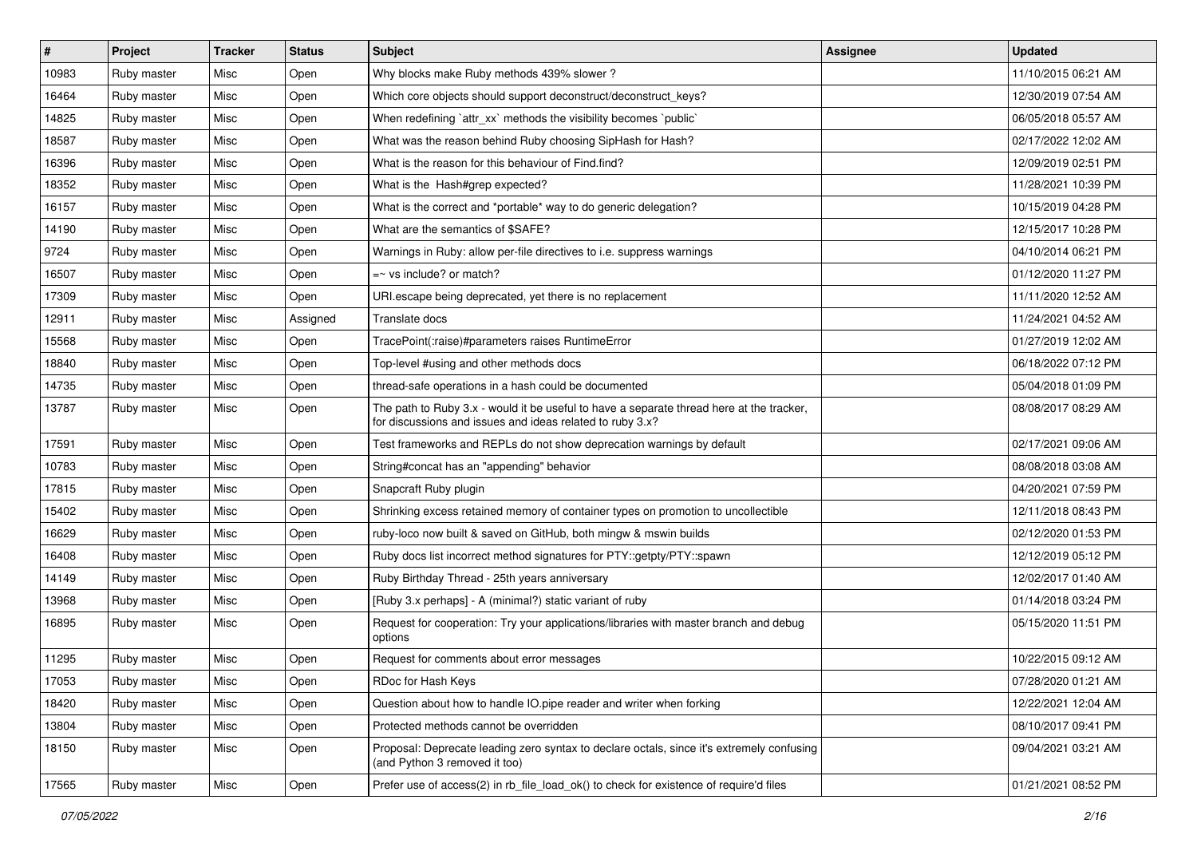| # | Project | Tracker | Status | Subject | Assignee | Updated |
|---|---|---|---|---|---|---|
| 10983 | Ruby master | Misc | Open | Why blocks make Ruby methods 439% slower ? | | 11/10/2015 06:21 AM |
| 16464 | Ruby master | Misc | Open | Which core objects should support deconstruct/deconstruct_keys? | | 12/30/2019 07:54 AM |
| 14825 | Ruby master | Misc | Open | When redefining `attr_xx` methods the visibility becomes `public` | | 06/05/2018 05:57 AM |
| 18587 | Ruby master | Misc | Open | What was the reason behind Ruby choosing SipHash for Hash? | | 02/17/2022 12:02 AM |
| 16396 | Ruby master | Misc | Open | What is the reason for this behaviour of Find.find? | | 12/09/2019 02:51 PM |
| 18352 | Ruby master | Misc | Open | What is the Hash#grep expected? | | 11/28/2021 10:39 PM |
| 16157 | Ruby master | Misc | Open | What is the correct and *portable* way to do generic delegation? | | 10/15/2019 04:28 PM |
| 14190 | Ruby master | Misc | Open | What are the semantics of $SAFE? | | 12/15/2017 10:28 PM |
| 9724 | Ruby master | Misc | Open | Warnings in Ruby: allow per-file directives to i.e. suppress warnings | | 04/10/2014 06:21 PM |
| 16507 | Ruby master | Misc | Open | =~ vs include? or match? | | 01/12/2020 11:27 PM |
| 17309 | Ruby master | Misc | Open | URI.escape being deprecated, yet there is no replacement | | 11/11/2020 12:52 AM |
| 12911 | Ruby master | Misc | Assigned | Translate docs | | 11/24/2021 04:52 AM |
| 15568 | Ruby master | Misc | Open | TracePoint(:raise)#parameters raises RuntimeError | | 01/27/2019 12:02 AM |
| 18840 | Ruby master | Misc | Open | Top-level #using and other methods docs | | 06/18/2022 07:12 PM |
| 14735 | Ruby master | Misc | Open | thread-safe operations in a hash could be documented | | 05/04/2018 01:09 PM |
| 13787 | Ruby master | Misc | Open | The path to Ruby 3.x - would it be useful to have a separate thread here at the tracker, for discussions and issues and ideas related to ruby 3.x? | | 08/08/2017 08:29 AM |
| 17591 | Ruby master | Misc | Open | Test frameworks and REPLs do not show deprecation warnings by default | | 02/17/2021 09:06 AM |
| 10783 | Ruby master | Misc | Open | String#concat has an "appending" behavior | | 08/08/2018 03:08 AM |
| 17815 | Ruby master | Misc | Open | Snapcraft Ruby plugin | | 04/20/2021 07:59 PM |
| 15402 | Ruby master | Misc | Open | Shrinking excess retained memory of container types on promotion to uncollectible | | 12/11/2018 08:43 PM |
| 16629 | Ruby master | Misc | Open | ruby-loco now built & saved on GitHub, both mingw & mswin builds | | 02/12/2020 01:53 PM |
| 16408 | Ruby master | Misc | Open | Ruby docs list incorrect method signatures for PTY::getpty/PTY::spawn | | 12/12/2019 05:12 PM |
| 14149 | Ruby master | Misc | Open | Ruby Birthday Thread - 25th years anniversary | | 12/02/2017 01:40 AM |
| 13968 | Ruby master | Misc | Open | [Ruby 3.x perhaps] - A (minimal?) static variant of ruby | | 01/14/2018 03:24 PM |
| 16895 | Ruby master | Misc | Open | Request for cooperation: Try your applications/libraries with master branch and debug options | | 05/15/2020 11:51 PM |
| 11295 | Ruby master | Misc | Open | Request for comments about error messages | | 10/22/2015 09:12 AM |
| 17053 | Ruby master | Misc | Open | RDoc for Hash Keys | | 07/28/2020 01:21 AM |
| 18420 | Ruby master | Misc | Open | Question about how to handle IO.pipe reader and writer when forking | | 12/22/2021 12:04 AM |
| 13804 | Ruby master | Misc | Open | Protected methods cannot be overridden | | 08/10/2017 09:41 PM |
| 18150 | Ruby master | Misc | Open | Proposal: Deprecate leading zero syntax to declare octals, since it's extremely confusing (and Python 3 removed it too) | | 09/04/2021 03:21 AM |
| 17565 | Ruby master | Misc | Open | Prefer use of access(2) in rb_file_load_ok() to check for existence of require'd files | | 01/21/2021 08:52 PM |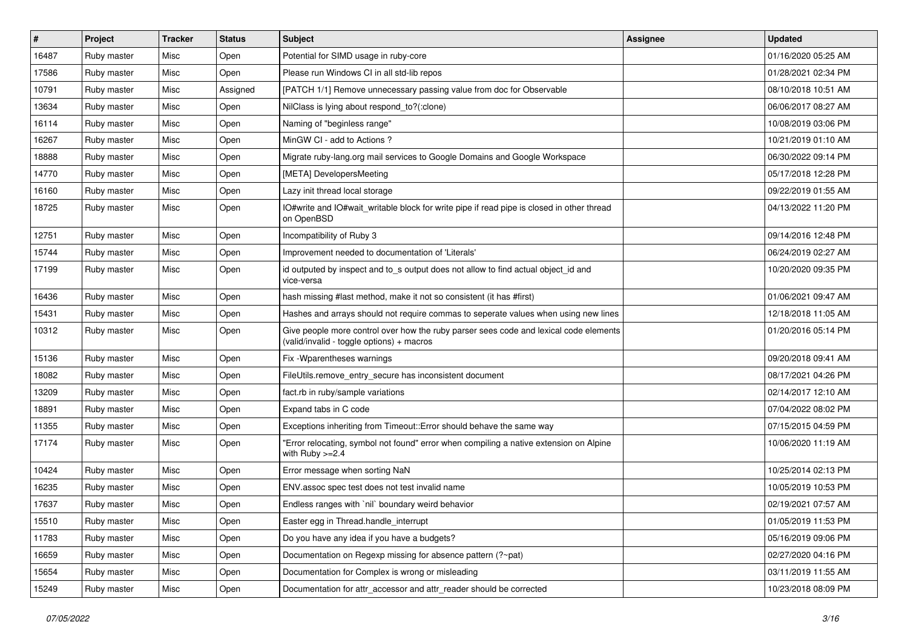| # | Project | Tracker | Status | Subject | Assignee | Updated |
|---|---|---|---|---|---|---|
| 16487 | Ruby master | Misc | Open | Potential for SIMD usage in ruby-core | | 01/16/2020 05:25 AM |
| 17586 | Ruby master | Misc | Open | Please run Windows CI in all std-lib repos | | 01/28/2021 02:34 PM |
| 10791 | Ruby master | Misc | Assigned | [PATCH 1/1] Remove unnecessary passing value from doc for Observable | | 08/10/2018 10:51 AM |
| 13634 | Ruby master | Misc | Open | NilClass is lying about respond_to?(:clone) | | 06/06/2017 08:27 AM |
| 16114 | Ruby master | Misc | Open | Naming of "beginless range" | | 10/08/2019 03:06 PM |
| 16267 | Ruby master | Misc | Open | MinGW CI - add to Actions ? | | 10/21/2019 01:10 AM |
| 18888 | Ruby master | Misc | Open | Migrate ruby-lang.org mail services to Google Domains and Google Workspace | | 06/30/2022 09:14 PM |
| 14770 | Ruby master | Misc | Open | [META] DevelopersMeeting | | 05/17/2018 12:28 PM |
| 16160 | Ruby master | Misc | Open | Lazy init thread local storage | | 09/22/2019 01:55 AM |
| 18725 | Ruby master | Misc | Open | IO#write and IO#wait_writable block for write pipe if read pipe is closed in other thread on OpenBSD | | 04/13/2022 11:20 PM |
| 12751 | Ruby master | Misc | Open | Incompatibility of Ruby 3 | | 09/14/2016 12:48 PM |
| 15744 | Ruby master | Misc | Open | Improvement needed to documentation of 'Literals' | | 06/24/2019 02:27 AM |
| 17199 | Ruby master | Misc | Open | id outputed by inspect and to_s output does not allow to find actual object_id and vice-versa | | 10/20/2020 09:35 PM |
| 16436 | Ruby master | Misc | Open | hash missing #last method, make it not so consistent (it has #first) | | 01/06/2021 09:47 AM |
| 15431 | Ruby master | Misc | Open | Hashes and arrays should not require commas to seperate values when using new lines | | 12/18/2018 11:05 AM |
| 10312 | Ruby master | Misc | Open | Give people more control over how the ruby parser sees code and lexical code elements (valid/invalid - toggle options) + macros | | 01/20/2016 05:14 PM |
| 15136 | Ruby master | Misc | Open | Fix -Wparentheses warnings | | 09/20/2018 09:41 AM |
| 18082 | Ruby master | Misc | Open | FileUtils.remove_entry_secure has inconsistent document | | 08/17/2021 04:26 PM |
| 13209 | Ruby master | Misc | Open | fact.rb in ruby/sample variations | | 02/14/2017 12:10 AM |
| 18891 | Ruby master | Misc | Open | Expand tabs in C code | | 07/04/2022 08:02 PM |
| 11355 | Ruby master | Misc | Open | Exceptions inheriting from Timeout::Error should behave the same way | | 07/15/2015 04:59 PM |
| 17174 | Ruby master | Misc | Open | "Error relocating, symbol not found" error when compiling a native extension on Alpine with Ruby >=2.4 | | 10/06/2020 11:19 AM |
| 10424 | Ruby master | Misc | Open | Error message when sorting NaN | | 10/25/2014 02:13 PM |
| 16235 | Ruby master | Misc | Open | ENV.assoc spec test does not test invalid name | | 10/05/2019 10:53 PM |
| 17637 | Ruby master | Misc | Open | Endless ranges with `nil` boundary weird behavior | | 02/19/2021 07:57 AM |
| 15510 | Ruby master | Misc | Open | Easter egg in Thread.handle_interrupt | | 01/05/2019 11:53 PM |
| 11783 | Ruby master | Misc | Open | Do you have any idea if you have a budgets? | | 05/16/2019 09:06 PM |
| 16659 | Ruby master | Misc | Open | Documentation on Regexp missing for absence pattern (?~pat) | | 02/27/2020 04:16 PM |
| 15654 | Ruby master | Misc | Open | Documentation for Complex is wrong or misleading | | 03/11/2019 11:55 AM |
| 15249 | Ruby master | Misc | Open | Documentation for attr_accessor and attr_reader should be corrected | | 10/23/2018 08:09 PM |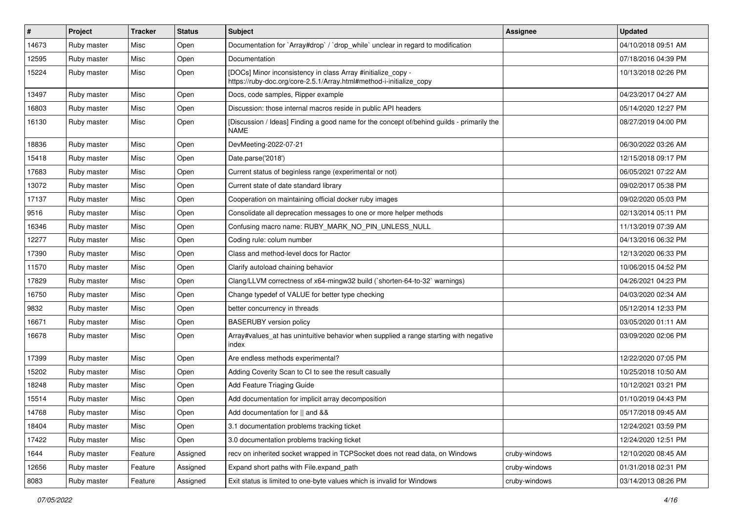| # | Project | Tracker | Status | Subject | Assignee | Updated |
| --- | --- | --- | --- | --- | --- | --- |
| 14673 | Ruby master | Misc | Open | Documentation for `Array#drop` / `drop_while` unclear in regard to modification | | 04/10/2018 09:51 AM |
| 12595 | Ruby master | Misc | Open | Documentation | | 07/18/2016 04:39 PM |
| 15224 | Ruby master | Misc | Open | [DOCs] Minor inconsistency in class Array #initialize_copy - https://ruby-doc.org/core-2.5.1/Array.html#method-i-initialize_copy | | 10/13/2018 02:26 PM |
| 13497 | Ruby master | Misc | Open | Docs, code samples, Ripper example | | 04/23/2017 04:27 AM |
| 16803 | Ruby master | Misc | Open | Discussion: those internal macros reside in public API headers | | 05/14/2020 12:27 PM |
| 16130 | Ruby master | Misc | Open | [Discussion / Ideas] Finding a good name for the concept of/behind guilds - primarily the NAME | | 08/27/2019 04:00 PM |
| 18836 | Ruby master | Misc | Open | DevMeeting-2022-07-21 | | 06/30/2022 03:26 AM |
| 15418 | Ruby master | Misc | Open | Date.parse('2018') | | 12/15/2018 09:17 PM |
| 17683 | Ruby master | Misc | Open | Current status of beginless range (experimental or not) | | 06/05/2021 07:22 AM |
| 13072 | Ruby master | Misc | Open | Current state of date standard library | | 09/02/2017 05:38 PM |
| 17137 | Ruby master | Misc | Open | Cooperation on maintaining official docker ruby images | | 09/02/2020 05:03 PM |
| 9516 | Ruby master | Misc | Open | Consolidate all deprecation messages to one or more helper methods | | 02/13/2014 05:11 PM |
| 16346 | Ruby master | Misc | Open | Confusing macro name: RUBY_MARK_NO_PIN_UNLESS_NULL | | 11/13/2019 07:39 AM |
| 12277 | Ruby master | Misc | Open | Coding rule: colum number | | 04/13/2016 06:32 PM |
| 17390 | Ruby master | Misc | Open | Class and method-level docs for Ractor | | 12/13/2020 06:33 PM |
| 11570 | Ruby master | Misc | Open | Clarify autoload chaining behavior | | 10/06/2015 04:52 PM |
| 17829 | Ruby master | Misc | Open | Clang/LLVM correctness of x64-mingw32 build (`shorten-64-to-32` warnings) | | 04/26/2021 04:23 PM |
| 16750 | Ruby master | Misc | Open | Change typedef of VALUE for better type checking | | 04/03/2020 02:34 AM |
| 9832 | Ruby master | Misc | Open | better concurrency in threads | | 05/12/2014 12:33 PM |
| 16671 | Ruby master | Misc | Open | BASERUBY version policy | | 03/05/2020 01:11 AM |
| 16678 | Ruby master | Misc | Open | Array#values_at has unintuitive behavior when supplied a range starting with negative index | | 03/09/2020 02:06 PM |
| 17399 | Ruby master | Misc | Open | Are endless methods experimental? | | 12/22/2020 07:05 PM |
| 15202 | Ruby master | Misc | Open | Adding Coverity Scan to CI to see the result casually | | 10/25/2018 10:50 AM |
| 18248 | Ruby master | Misc | Open | Add Feature Triaging Guide | | 10/12/2021 03:21 PM |
| 15514 | Ruby master | Misc | Open | Add documentation for implicit array decomposition | | 01/10/2019 04:43 PM |
| 14768 | Ruby master | Misc | Open | Add documentation for \|\| and && | | 05/17/2018 09:45 AM |
| 18404 | Ruby master | Misc | Open | 3.1 documentation problems tracking ticket | | 12/24/2021 03:59 PM |
| 17422 | Ruby master | Misc | Open | 3.0 documentation problems tracking ticket | | 12/24/2020 12:51 PM |
| 1644 | Ruby master | Feature | Assigned | recv on inherited socket wrapped in TCPSocket does not read data, on Windows | cruby-windows | 12/10/2020 08:45 AM |
| 12656 | Ruby master | Feature | Assigned | Expand short paths with File.expand_path | cruby-windows | 01/31/2018 02:31 PM |
| 8083 | Ruby master | Feature | Assigned | Exit status is limited to one-byte values which is invalid for Windows | cruby-windows | 03/14/2013 08:26 PM |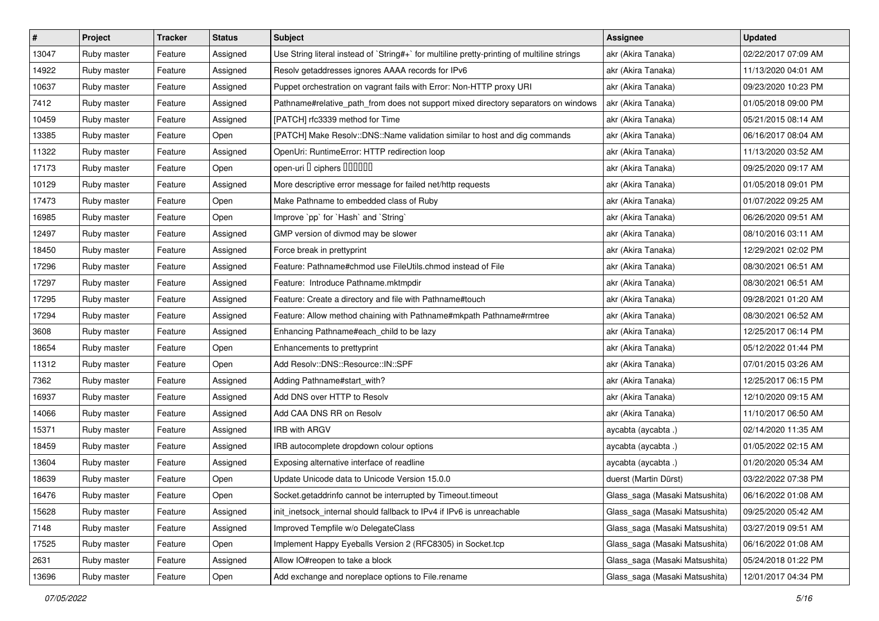| # | Project | Tracker | Status | Subject | Assignee | Updated |
|---|---|---|---|---|---|---|
| 13047 | Ruby master | Feature | Assigned | Use String literal instead of `String#+` for multiline pretty-printing of multiline strings | akr (Akira Tanaka) | 02/22/2017 07:09 AM |
| 14922 | Ruby master | Feature | Assigned | Resolv getaddresses ignores AAAA records for IPv6 | akr (Akira Tanaka) | 11/13/2020 04:01 AM |
| 10637 | Ruby master | Feature | Assigned | Puppet orchestration on vagrant fails with Error: Non-HTTP proxy URI | akr (Akira Tanaka) | 09/23/2020 10:23 PM |
| 7412 | Ruby master | Feature | Assigned | Pathname#relative_path_from does not support mixed directory separators on windows | akr (Akira Tanaka) | 01/05/2018 09:00 PM |
| 10459 | Ruby master | Feature | Assigned | [PATCH] rfc3339 method for Time | akr (Akira Tanaka) | 05/21/2015 08:14 AM |
| 13385 | Ruby master | Feature | Open | [PATCH] Make Resolv::DNS::Name validation similar to host and dig commands | akr (Akira Tanaka) | 06/16/2017 08:04 AM |
| 11322 | Ruby master | Feature | Assigned | OpenUri: RuntimeError: HTTP redirection loop | akr (Akira Tanaka) | 11/13/2020 03:52 AM |
| 17173 | Ruby master | Feature | Open | open-uri � ciphers ������ | akr (Akira Tanaka) | 09/25/2020 09:17 AM |
| 10129 | Ruby master | Feature | Assigned | More descriptive error message for failed net/http requests | akr (Akira Tanaka) | 01/05/2018 09:01 PM |
| 17473 | Ruby master | Feature | Open | Make Pathname to embedded class of Ruby | akr (Akira Tanaka) | 01/07/2022 09:25 AM |
| 16985 | Ruby master | Feature | Open | Improve `pp` for `Hash` and `String` | akr (Akira Tanaka) | 06/26/2020 09:51 AM |
| 12497 | Ruby master | Feature | Assigned | GMP version of divmod may be slower | akr (Akira Tanaka) | 08/10/2016 03:11 AM |
| 18450 | Ruby master | Feature | Assigned | Force break in prettyprint | akr (Akira Tanaka) | 12/29/2021 02:02 PM |
| 17296 | Ruby master | Feature | Assigned | Feature: Pathname#chmod use FileUtils.chmod instead of File | akr (Akira Tanaka) | 08/30/2021 06:51 AM |
| 17297 | Ruby master | Feature | Assigned | Feature: Introduce Pathname.mktmpdir | akr (Akira Tanaka) | 08/30/2021 06:51 AM |
| 17295 | Ruby master | Feature | Assigned | Feature: Create a directory and file with Pathname#touch | akr (Akira Tanaka) | 09/28/2021 01:20 AM |
| 17294 | Ruby master | Feature | Assigned | Feature: Allow method chaining with Pathname#mkpath Pathname#rmtree | akr (Akira Tanaka) | 08/30/2021 06:52 AM |
| 3608 | Ruby master | Feature | Assigned | Enhancing Pathname#each_child to be lazy | akr (Akira Tanaka) | 12/25/2017 06:14 PM |
| 18654 | Ruby master | Feature | Open | Enhancements to prettyprint | akr (Akira Tanaka) | 05/12/2022 01:44 PM |
| 11312 | Ruby master | Feature | Open | Add Resolv::DNS::Resource::IN::SPF | akr (Akira Tanaka) | 07/01/2015 03:26 AM |
| 7362 | Ruby master | Feature | Assigned | Adding Pathname#start_with? | akr (Akira Tanaka) | 12/25/2017 06:15 PM |
| 16937 | Ruby master | Feature | Assigned | Add DNS over HTTP to Resolv | akr (Akira Tanaka) | 12/10/2020 09:15 AM |
| 14066 | Ruby master | Feature | Assigned | Add CAA DNS RR on Resolv | akr (Akira Tanaka) | 11/10/2017 06:50 AM |
| 15371 | Ruby master | Feature | Assigned | IRB with ARGV | aycabta (aycabta .) | 02/14/2020 11:35 AM |
| 18459 | Ruby master | Feature | Assigned | IRB autocomplete dropdown colour options | aycabta (aycabta .) | 01/05/2022 02:15 AM |
| 13604 | Ruby master | Feature | Assigned | Exposing alternative interface of readline | aycabta (aycabta .) | 01/20/2020 05:34 AM |
| 18639 | Ruby master | Feature | Open | Update Unicode data to Unicode Version 15.0.0 | duerst (Martin Dürst) | 03/22/2022 07:38 PM |
| 16476 | Ruby master | Feature | Open | Socket.getaddrinfo cannot be interrupted by Timeout.timeout | Glass_saga (Masaki Matsushita) | 06/16/2022 01:08 AM |
| 15628 | Ruby master | Feature | Assigned | init_inetsock_internal should fallback to IPv4 if IPv6 is unreachable | Glass_saga (Masaki Matsushita) | 09/25/2020 05:42 AM |
| 7148 | Ruby master | Feature | Assigned | Improved Tempfile w/o DelegateClass | Glass_saga (Masaki Matsushita) | 03/27/2019 09:51 AM |
| 17525 | Ruby master | Feature | Open | Implement Happy Eyeballs Version 2 (RFC8305) in Socket.tcp | Glass_saga (Masaki Matsushita) | 06/16/2022 01:08 AM |
| 2631 | Ruby master | Feature | Assigned | Allow IO#reopen to take a block | Glass_saga (Masaki Matsushita) | 05/24/2018 01:22 PM |
| 13696 | Ruby master | Feature | Open | Add exchange and noreplace options to File.rename | Glass_saga (Masaki Matsushita) | 12/01/2017 04:34 PM |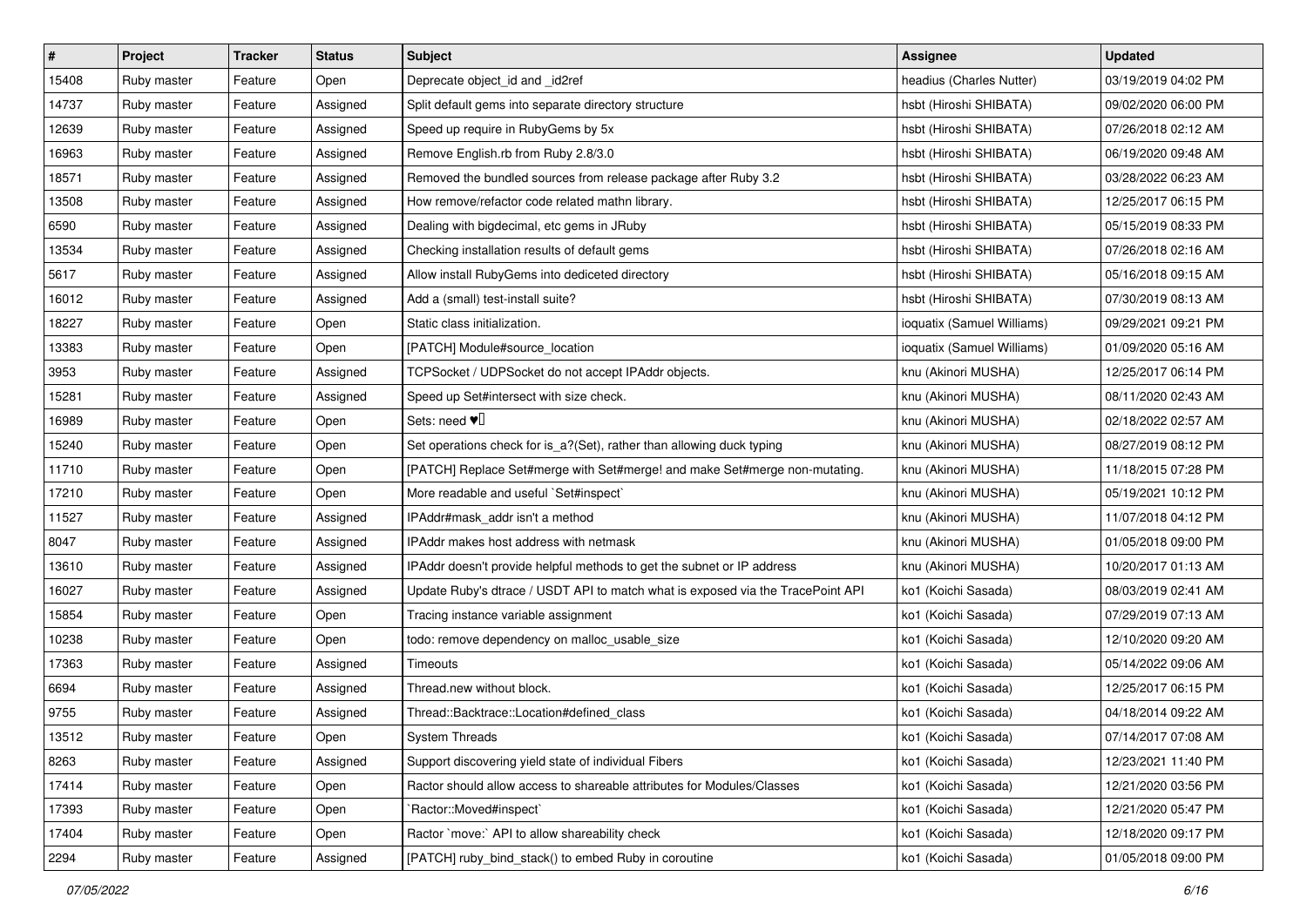| # | Project | Tracker | Status | Subject | Assignee | Updated |
|---|---|---|---|---|---|---|
| 15408 | Ruby master | Feature | Open | Deprecate object_id and _id2ref | headius (Charles Nutter) | 03/19/2019 04:02 PM |
| 14737 | Ruby master | Feature | Assigned | Split default gems into separate directory structure | hsbt (Hiroshi SHIBATA) | 09/02/2020 06:00 PM |
| 12639 | Ruby master | Feature | Assigned | Speed up require in RubyGems by 5x | hsbt (Hiroshi SHIBATA) | 07/26/2018 02:12 AM |
| 16963 | Ruby master | Feature | Assigned | Remove English.rb from Ruby 2.8/3.0 | hsbt (Hiroshi SHIBATA) | 06/19/2020 09:48 AM |
| 18571 | Ruby master | Feature | Assigned | Removed the bundled sources from release package after Ruby 3.2 | hsbt (Hiroshi SHIBATA) | 03/28/2022 06:23 AM |
| 13508 | Ruby master | Feature | Assigned | How remove/refactor code related mathn library. | hsbt (Hiroshi SHIBATA) | 12/25/2017 06:15 PM |
| 6590 | Ruby master | Feature | Assigned | Dealing with bigdecimal, etc gems in JRuby | hsbt (Hiroshi SHIBATA) | 05/15/2019 08:33 PM |
| 13534 | Ruby master | Feature | Assigned | Checking installation results of default gems | hsbt (Hiroshi SHIBATA) | 07/26/2018 02:16 AM |
| 5617 | Ruby master | Feature | Assigned | Allow install RubyGems into dediceted directory | hsbt (Hiroshi SHIBATA) | 05/16/2018 09:15 AM |
| 16012 | Ruby master | Feature | Assigned | Add a (small) test-install suite? | hsbt (Hiroshi SHIBATA) | 07/30/2019 08:13 AM |
| 18227 | Ruby master | Feature | Open | Static class initialization. | ioquatix (Samuel Williams) | 09/29/2021 09:21 PM |
| 13383 | Ruby master | Feature | Open | [PATCH] Module#source_location | ioquatix (Samuel Williams) | 01/09/2020 05:16 AM |
| 3953 | Ruby master | Feature | Assigned | TCPSocket / UDPSocket do not accept IPAddr objects. | knu (Akinori MUSHA) | 12/25/2017 06:14 PM |
| 15281 | Ruby master | Feature | Assigned | Speed up Set#intersect with size check. | knu (Akinori MUSHA) | 08/11/2020 02:43 AM |
| 16989 | Ruby master | Feature | Open | Sets: need ♥️ | knu (Akinori MUSHA) | 02/18/2022 02:57 AM |
| 15240 | Ruby master | Feature | Open | Set operations check for is_a?(Set), rather than allowing duck typing | knu (Akinori MUSHA) | 08/27/2019 08:12 PM |
| 11710 | Ruby master | Feature | Open | [PATCH] Replace Set#merge with Set#merge! and make Set#merge non-mutating. | knu (Akinori MUSHA) | 11/18/2015 07:28 PM |
| 17210 | Ruby master | Feature | Open | More readable and useful `Set#inspect` | knu (Akinori MUSHA) | 05/19/2021 10:12 PM |
| 11527 | Ruby master | Feature | Assigned | IPAddr#mask_addr isn't a method | knu (Akinori MUSHA) | 11/07/2018 04:12 PM |
| 8047 | Ruby master | Feature | Assigned | IPAddr makes host address with netmask | knu (Akinori MUSHA) | 01/05/2018 09:00 PM |
| 13610 | Ruby master | Feature | Assigned | IPAddr doesn't provide helpful methods to get the subnet or IP address | knu (Akinori MUSHA) | 10/20/2017 01:13 AM |
| 16027 | Ruby master | Feature | Assigned | Update Ruby's dtrace / USDT API to match what is exposed via the TracePoint API | ko1 (Koichi Sasada) | 08/03/2019 02:41 AM |
| 15854 | Ruby master | Feature | Open | Tracing instance variable assignment | ko1 (Koichi Sasada) | 07/29/2019 07:13 AM |
| 10238 | Ruby master | Feature | Open | todo: remove dependency on malloc_usable_size | ko1 (Koichi Sasada) | 12/10/2020 09:20 AM |
| 17363 | Ruby master | Feature | Assigned | Timeouts | ko1 (Koichi Sasada) | 05/14/2022 09:06 AM |
| 6694 | Ruby master | Feature | Assigned | Thread.new without block. | ko1 (Koichi Sasada) | 12/25/2017 06:15 PM |
| 9755 | Ruby master | Feature | Assigned | Thread::Backtrace::Location#defined_class | ko1 (Koichi Sasada) | 04/18/2014 09:22 AM |
| 13512 | Ruby master | Feature | Open | System Threads | ko1 (Koichi Sasada) | 07/14/2017 07:08 AM |
| 8263 | Ruby master | Feature | Assigned | Support discovering yield state of individual Fibers | ko1 (Koichi Sasada) | 12/23/2021 11:40 PM |
| 17414 | Ruby master | Feature | Open | Ractor should allow access to shareable attributes for Modules/Classes | ko1 (Koichi Sasada) | 12/21/2020 03:56 PM |
| 17393 | Ruby master | Feature | Open | `Ractor::Moved#inspect` | ko1 (Koichi Sasada) | 12/21/2020 05:47 PM |
| 17404 | Ruby master | Feature | Open | Ractor `move:` API to allow shareability check | ko1 (Koichi Sasada) | 12/18/2020 09:17 PM |
| 2294 | Ruby master | Feature | Assigned | [PATCH] ruby_bind_stack() to embed Ruby in coroutine | ko1 (Koichi Sasada) | 01/05/2018 09:00 PM |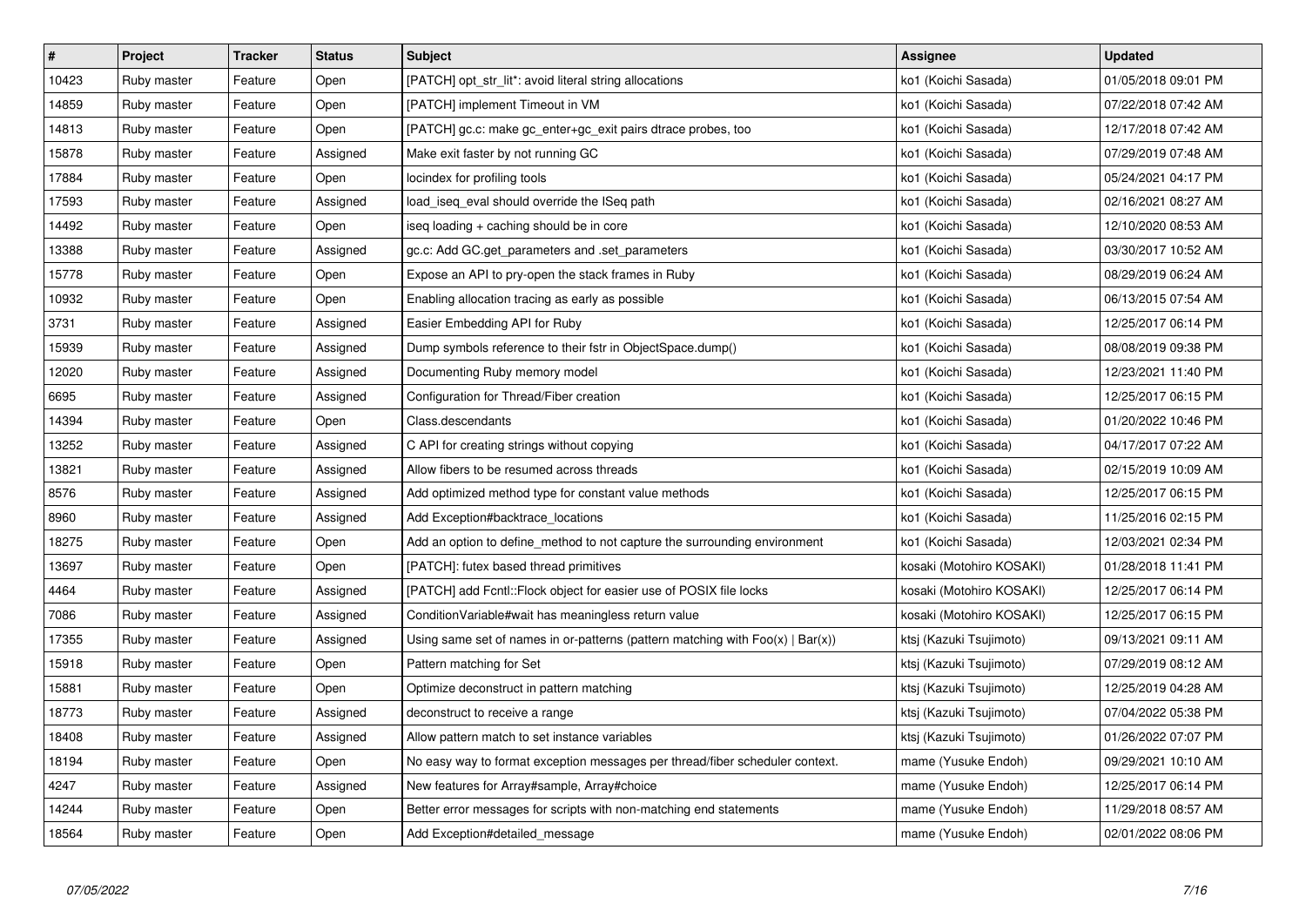| # | Project | Tracker | Status | Subject | Assignee | Updated |
|---|---|---|---|---|---|---|
| 10423 | Ruby master | Feature | Open | [PATCH] opt_str_lit*: avoid literal string allocations | ko1 (Koichi Sasada) | 01/05/2018 09:01 PM |
| 14859 | Ruby master | Feature | Open | [PATCH] implement Timeout in VM | ko1 (Koichi Sasada) | 07/22/2018 07:42 AM |
| 14813 | Ruby master | Feature | Open | [PATCH] gc.c: make gc_enter+gc_exit pairs dtrace probes, too | ko1 (Koichi Sasada) | 12/17/2018 07:42 AM |
| 15878 | Ruby master | Feature | Assigned | Make exit faster by not running GC | ko1 (Koichi Sasada) | 07/29/2019 07:48 AM |
| 17884 | Ruby master | Feature | Open | locindex for profiling tools | ko1 (Koichi Sasada) | 05/24/2021 04:17 PM |
| 17593 | Ruby master | Feature | Assigned | load_iseq_eval should override the ISeq path | ko1 (Koichi Sasada) | 02/16/2021 08:27 AM |
| 14492 | Ruby master | Feature | Open | iseq loading + caching should be in core | ko1 (Koichi Sasada) | 12/10/2020 08:53 AM |
| 13388 | Ruby master | Feature | Assigned | gc.c: Add GC.get_parameters and .set_parameters | ko1 (Koichi Sasada) | 03/30/2017 10:52 AM |
| 15778 | Ruby master | Feature | Open | Expose an API to pry-open the stack frames in Ruby | ko1 (Koichi Sasada) | 08/29/2019 06:24 AM |
| 10932 | Ruby master | Feature | Open | Enabling allocation tracing as early as possible | ko1 (Koichi Sasada) | 06/13/2015 07:54 AM |
| 3731 | Ruby master | Feature | Assigned | Easier Embedding API for Ruby | ko1 (Koichi Sasada) | 12/25/2017 06:14 PM |
| 15939 | Ruby master | Feature | Assigned | Dump symbols reference to their fstr in ObjectSpace.dump() | ko1 (Koichi Sasada) | 08/08/2019 09:38 PM |
| 12020 | Ruby master | Feature | Assigned | Documenting Ruby memory model | ko1 (Koichi Sasada) | 12/23/2021 11:40 PM |
| 6695 | Ruby master | Feature | Assigned | Configuration for Thread/Fiber creation | ko1 (Koichi Sasada) | 12/25/2017 06:15 PM |
| 14394 | Ruby master | Feature | Open | Class.descendants | ko1 (Koichi Sasada) | 01/20/2022 10:46 PM |
| 13252 | Ruby master | Feature | Assigned | C API for creating strings without copying | ko1 (Koichi Sasada) | 04/17/2017 07:22 AM |
| 13821 | Ruby master | Feature | Assigned | Allow fibers to be resumed across threads | ko1 (Koichi Sasada) | 02/15/2019 10:09 AM |
| 8576 | Ruby master | Feature | Assigned | Add optimized method type for constant value methods | ko1 (Koichi Sasada) | 12/25/2017 06:15 PM |
| 8960 | Ruby master | Feature | Assigned | Add Exception#backtrace_locations | ko1 (Koichi Sasada) | 11/25/2016 02:15 PM |
| 18275 | Ruby master | Feature | Open | Add an option to define_method to not capture the surrounding environment | ko1 (Koichi Sasada) | 12/03/2021 02:34 PM |
| 13697 | Ruby master | Feature | Open | [PATCH]: futex based thread primitives | kosaki (Motohiro KOSAKI) | 01/28/2018 11:41 PM |
| 4464 | Ruby master | Feature | Assigned | [PATCH] add Fcntl::Flock object for easier use of POSIX file locks | kosaki (Motohiro KOSAKI) | 12/25/2017 06:14 PM |
| 7086 | Ruby master | Feature | Assigned | ConditionVariable#wait has meaningless return value | kosaki (Motohiro KOSAKI) | 12/25/2017 06:15 PM |
| 17355 | Ruby master | Feature | Assigned | Using same set of names in or-patterns (pattern matching with Foo(x) \| Bar(x)) | ktsj (Kazuki Tsujimoto) | 09/13/2021 09:11 AM |
| 15918 | Ruby master | Feature | Open | Pattern matching for Set | ktsj (Kazuki Tsujimoto) | 07/29/2019 08:12 AM |
| 15881 | Ruby master | Feature | Open | Optimize deconstruct in pattern matching | ktsj (Kazuki Tsujimoto) | 12/25/2019 04:28 AM |
| 18773 | Ruby master | Feature | Assigned | deconstruct to receive a range | ktsj (Kazuki Tsujimoto) | 07/04/2022 05:38 PM |
| 18408 | Ruby master | Feature | Assigned | Allow pattern match to set instance variables | ktsj (Kazuki Tsujimoto) | 01/26/2022 07:07 PM |
| 18194 | Ruby master | Feature | Open | No easy way to format exception messages per thread/fiber scheduler context. | mame (Yusuke Endoh) | 09/29/2021 10:10 AM |
| 4247 | Ruby master | Feature | Assigned | New features for Array#sample, Array#choice | mame (Yusuke Endoh) | 12/25/2017 06:14 PM |
| 14244 | Ruby master | Feature | Open | Better error messages for scripts with non-matching end statements | mame (Yusuke Endoh) | 11/29/2018 08:57 AM |
| 18564 | Ruby master | Feature | Open | Add Exception#detailed_message | mame (Yusuke Endoh) | 02/01/2022 08:06 PM |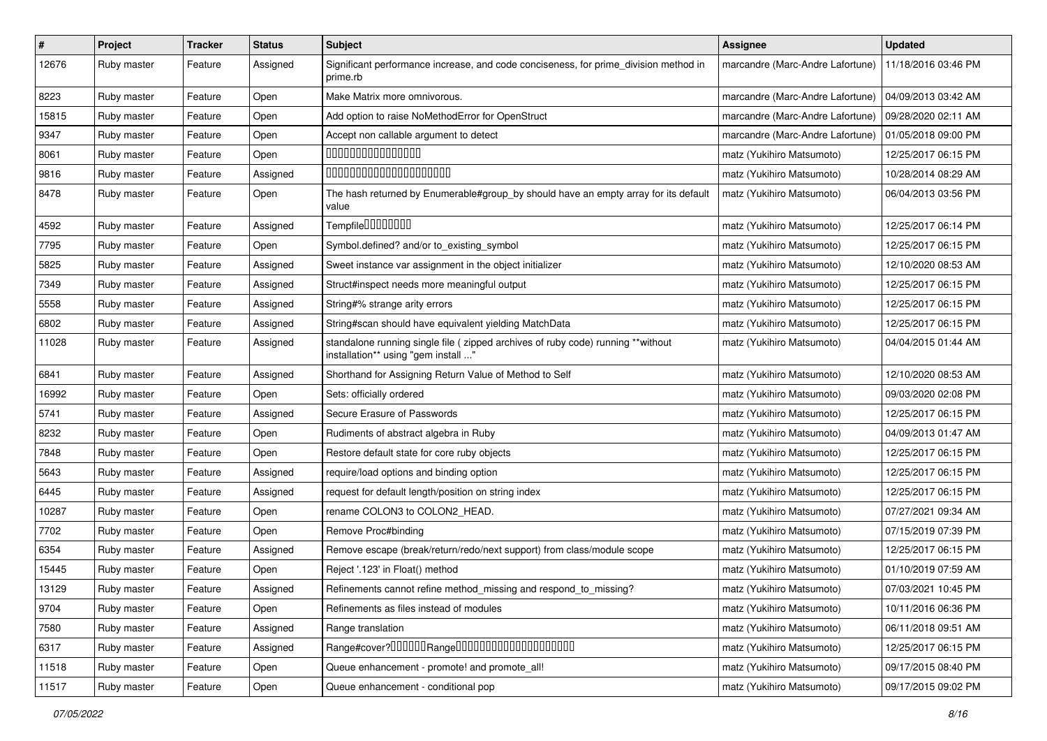| # | Project | Tracker | Status | Subject | Assignee | Updated |
|---|---|---|---|---|---|---|
| 12676 | Ruby master | Feature | Assigned | Significant performance increase, and code conciseness, for prime_division method in prime.rb | marcandre (Marc-Andre Lafortune) | 11/18/2016 03:46 PM |
| 8223 | Ruby master | Feature | Open | Make Matrix more omnivorous. | marcandre (Marc-Andre Lafortune) | 04/09/2013 03:42 AM |
| 15815 | Ruby master | Feature | Open | Add option to raise NoMethodError for OpenStruct | marcandre (Marc-Andre Lafortune) | 09/28/2020 02:11 AM |
| 9347 | Ruby master | Feature | Open | Accept non callable argument to detect | marcandre (Marc-Andre Lafortune) | 01/05/2018 09:00 PM |
| 8061 | Ruby master | Feature | Open | □□□□□□□□□□□□□□□□ | matz (Yukihiro Matsumoto) | 12/25/2017 06:15 PM |
| 9816 | Ruby master | Feature | Assigned | □□□□□□□□□□□□□□□□□□□□□□ | matz (Yukihiro Matsumoto) | 10/28/2014 08:29 AM |
| 8478 | Ruby master | Feature | Open | The hash returned by Enumerable#group_by should have an empty array for its default value | matz (Yukihiro Matsumoto) | 06/04/2013 03:56 PM |
| 4592 | Ruby master | Feature | Assigned | Tempfile□□□□□□□□ | matz (Yukihiro Matsumoto) | 12/25/2017 06:14 PM |
| 7795 | Ruby master | Feature | Open | Symbol.defined? and/or to_existing_symbol | matz (Yukihiro Matsumoto) | 12/25/2017 06:15 PM |
| 5825 | Ruby master | Feature | Assigned | Sweet instance var assignment in the object initializer | matz (Yukihiro Matsumoto) | 12/10/2020 08:53 AM |
| 7349 | Ruby master | Feature | Assigned | Struct#inspect needs more meaningful output | matz (Yukihiro Matsumoto) | 12/25/2017 06:15 PM |
| 5558 | Ruby master | Feature | Assigned | String#% strange arity errors | matz (Yukihiro Matsumoto) | 12/25/2017 06:15 PM |
| 6802 | Ruby master | Feature | Assigned | String#scan should have equivalent yielding MatchData | matz (Yukihiro Matsumoto) | 12/25/2017 06:15 PM |
| 11028 | Ruby master | Feature | Assigned | standalone running single file ( zipped archives of ruby code) running **without installation** using "gem install ..." | matz (Yukihiro Matsumoto) | 04/04/2015 01:44 AM |
| 6841 | Ruby master | Feature | Assigned | Shorthand for Assigning Return Value of Method to Self | matz (Yukihiro Matsumoto) | 12/10/2020 08:53 AM |
| 16992 | Ruby master | Feature | Open | Sets: officially ordered | matz (Yukihiro Matsumoto) | 09/03/2020 02:08 PM |
| 5741 | Ruby master | Feature | Assigned | Secure Erasure of Passwords | matz (Yukihiro Matsumoto) | 12/25/2017 06:15 PM |
| 8232 | Ruby master | Feature | Open | Rudiments of abstract algebra in Ruby | matz (Yukihiro Matsumoto) | 04/09/2013 01:47 AM |
| 7848 | Ruby master | Feature | Open | Restore default state for core ruby objects | matz (Yukihiro Matsumoto) | 12/25/2017 06:15 PM |
| 5643 | Ruby master | Feature | Assigned | require/load options and binding option | matz (Yukihiro Matsumoto) | 12/25/2017 06:15 PM |
| 6445 | Ruby master | Feature | Assigned | request for default length/position on string index | matz (Yukihiro Matsumoto) | 12/25/2017 06:15 PM |
| 10287 | Ruby master | Feature | Open | rename COLON3 to COLON2_HEAD. | matz (Yukihiro Matsumoto) | 07/27/2021 09:34 AM |
| 7702 | Ruby master | Feature | Open | Remove Proc#binding | matz (Yukihiro Matsumoto) | 07/15/2019 07:39 PM |
| 6354 | Ruby master | Feature | Assigned | Remove escape (break/return/redo/next support) from class/module scope | matz (Yukihiro Matsumoto) | 12/25/2017 06:15 PM |
| 15445 | Ruby master | Feature | Open | Reject '.123' in Float() method | matz (Yukihiro Matsumoto) | 01/10/2019 07:59 AM |
| 13129 | Ruby master | Feature | Assigned | Refinements cannot refine method_missing and respond_to_missing? | matz (Yukihiro Matsumoto) | 07/03/2021 10:45 PM |
| 9704 | Ruby master | Feature | Open | Refinements as files instead of modules | matz (Yukihiro Matsumoto) | 10/11/2016 06:36 PM |
| 7580 | Ruby master | Feature | Assigned | Range translation | matz (Yukihiro Matsumoto) | 06/11/2018 09:51 AM |
| 6317 | Ruby master | Feature | Assigned | Range#cover?□□□□□□Range□□□□□□□□□□□□□□□□□□□□ | matz (Yukihiro Matsumoto) | 12/25/2017 06:15 PM |
| 11518 | Ruby master | Feature | Open | Queue enhancement - promote! and promote_all! | matz (Yukihiro Matsumoto) | 09/17/2015 08:40 PM |
| 11517 | Ruby master | Feature | Open | Queue enhancement - conditional pop | matz (Yukihiro Matsumoto) | 09/17/2015 09:02 PM |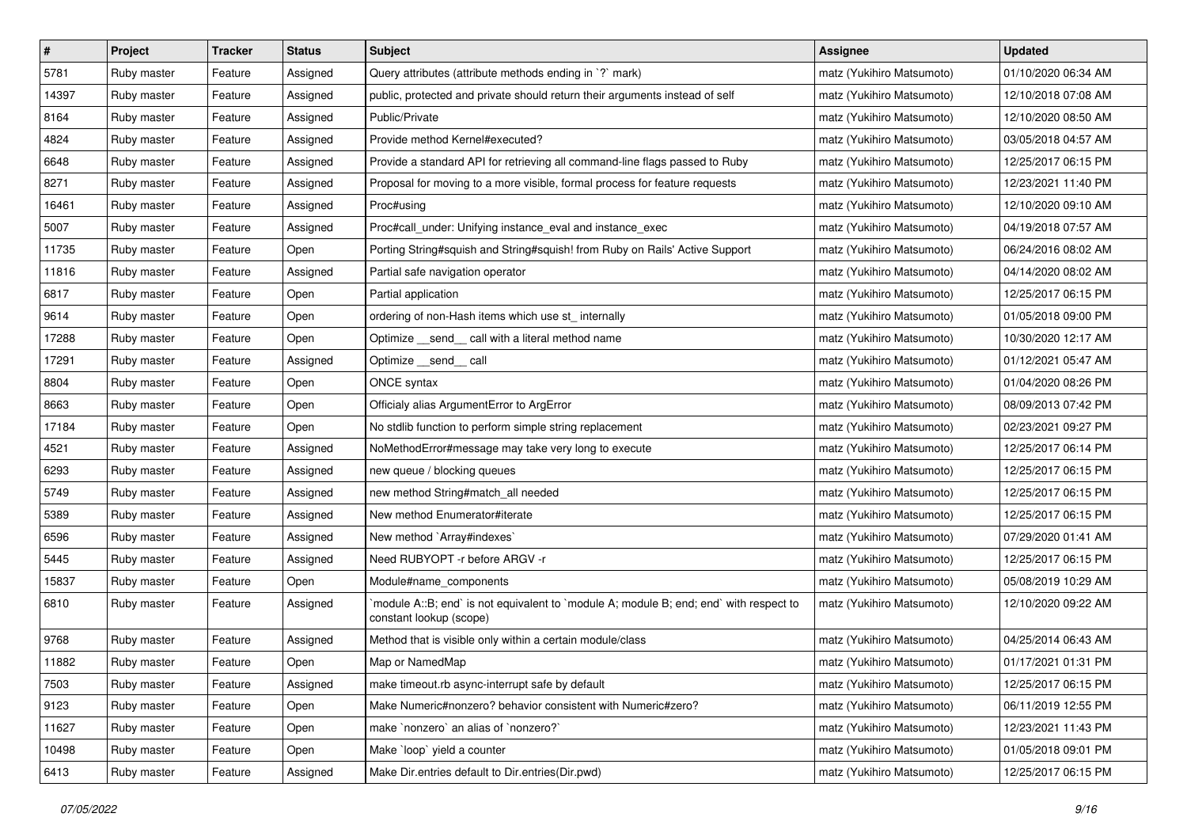| # | Project | Tracker | Status | Subject | Assignee | Updated |
|---|---|---|---|---|---|---|
| 5781 | Ruby master | Feature | Assigned | Query attributes (attribute methods ending in `?` mark) | matz (Yukihiro Matsumoto) | 01/10/2020 06:34 AM |
| 14397 | Ruby master | Feature | Assigned | public, protected and private should return their arguments instead of self | matz (Yukihiro Matsumoto) | 12/10/2018 07:08 AM |
| 8164 | Ruby master | Feature | Assigned | Public/Private | matz (Yukihiro Matsumoto) | 12/10/2020 08:50 AM |
| 4824 | Ruby master | Feature | Assigned | Provide method Kernel#executed? | matz (Yukihiro Matsumoto) | 03/05/2018 04:57 AM |
| 6648 | Ruby master | Feature | Assigned | Provide a standard API for retrieving all command-line flags passed to Ruby | matz (Yukihiro Matsumoto) | 12/25/2017 06:15 PM |
| 8271 | Ruby master | Feature | Assigned | Proposal for moving to a more visible, formal process for feature requests | matz (Yukihiro Matsumoto) | 12/23/2021 11:40 PM |
| 16461 | Ruby master | Feature | Assigned | Proc#using | matz (Yukihiro Matsumoto) | 12/10/2020 09:10 AM |
| 5007 | Ruby master | Feature | Assigned | Proc#call_under: Unifying instance_eval and instance_exec | matz (Yukihiro Matsumoto) | 04/19/2018 07:57 AM |
| 11735 | Ruby master | Feature | Open | Porting String#squish and String#squish! from Ruby on Rails' Active Support | matz (Yukihiro Matsumoto) | 06/24/2016 08:02 AM |
| 11816 | Ruby master | Feature | Assigned | Partial safe navigation operator | matz (Yukihiro Matsumoto) | 04/14/2020 08:02 AM |
| 6817 | Ruby master | Feature | Open | Partial application | matz (Yukihiro Matsumoto) | 12/25/2017 06:15 PM |
| 9614 | Ruby master | Feature | Open | ordering of non-Hash items which use st_ internally | matz (Yukihiro Matsumoto) | 01/05/2018 09:00 PM |
| 17288 | Ruby master | Feature | Open | Optimize __send__ call with a literal method name | matz (Yukihiro Matsumoto) | 10/30/2020 12:17 AM |
| 17291 | Ruby master | Feature | Assigned | Optimize __send__ call | matz (Yukihiro Matsumoto) | 01/12/2021 05:47 AM |
| 8804 | Ruby master | Feature | Open | ONCE syntax | matz (Yukihiro Matsumoto) | 01/04/2020 08:26 PM |
| 8663 | Ruby master | Feature | Open | Officialy alias ArgumentError to ArgError | matz (Yukihiro Matsumoto) | 08/09/2013 07:42 PM |
| 17184 | Ruby master | Feature | Open | No stdlib function to perform simple string replacement | matz (Yukihiro Matsumoto) | 02/23/2021 09:27 PM |
| 4521 | Ruby master | Feature | Assigned | NoMethodError#message may take very long to execute | matz (Yukihiro Matsumoto) | 12/25/2017 06:14 PM |
| 6293 | Ruby master | Feature | Assigned | new queue / blocking queues | matz (Yukihiro Matsumoto) | 12/25/2017 06:15 PM |
| 5749 | Ruby master | Feature | Assigned | new method String#match_all needed | matz (Yukihiro Matsumoto) | 12/25/2017 06:15 PM |
| 5389 | Ruby master | Feature | Assigned | New method Enumerator#iterate | matz (Yukihiro Matsumoto) | 12/25/2017 06:15 PM |
| 6596 | Ruby master | Feature | Assigned | New method `Array#indexes` | matz (Yukihiro Matsumoto) | 07/29/2020 01:41 AM |
| 5445 | Ruby master | Feature | Assigned | Need RUBYOPT -r before ARGV -r | matz (Yukihiro Matsumoto) | 12/25/2017 06:15 PM |
| 15837 | Ruby master | Feature | Open | Module#name_components | matz (Yukihiro Matsumoto) | 05/08/2019 10:29 AM |
| 6810 | Ruby master | Feature | Assigned | `module A::B; end` is not equivalent to `module A; module B; end; end` with respect to constant lookup (scope) | matz (Yukihiro Matsumoto) | 12/10/2020 09:22 AM |
| 9768 | Ruby master | Feature | Assigned | Method that is visible only within a certain module/class | matz (Yukihiro Matsumoto) | 04/25/2014 06:43 AM |
| 11882 | Ruby master | Feature | Open | Map or NamedMap | matz (Yukihiro Matsumoto) | 01/17/2021 01:31 PM |
| 7503 | Ruby master | Feature | Assigned | make timeout.rb async-interrupt safe by default | matz (Yukihiro Matsumoto) | 12/25/2017 06:15 PM |
| 9123 | Ruby master | Feature | Open | Make Numeric#nonzero? behavior consistent with Numeric#zero? | matz (Yukihiro Matsumoto) | 06/11/2019 12:55 PM |
| 11627 | Ruby master | Feature | Open | make `nonzero` an alias of `nonzero?` | matz (Yukihiro Matsumoto) | 12/23/2021 11:43 PM |
| 10498 | Ruby master | Feature | Open | Make `loop` yield a counter | matz (Yukihiro Matsumoto) | 01/05/2018 09:01 PM |
| 6413 | Ruby master | Feature | Assigned | Make Dir.entries default to Dir.entries(Dir.pwd) | matz (Yukihiro Matsumoto) | 12/25/2017 06:15 PM |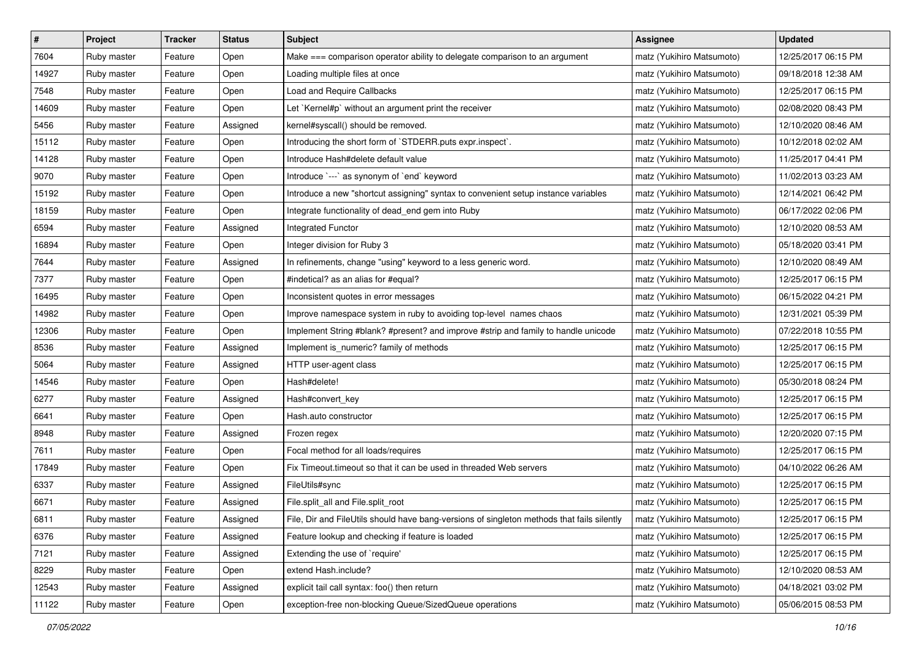| # | Project | Tracker | Status | Subject | Assignee | Updated |
|---|---|---|---|---|---|---|
| 7604 | Ruby master | Feature | Open | Make === comparison operator ability to delegate comparison to an argument | matz (Yukihiro Matsumoto) | 12/25/2017 06:15 PM |
| 14927 | Ruby master | Feature | Open | Loading multiple files at once | matz (Yukihiro Matsumoto) | 09/18/2018 12:38 AM |
| 7548 | Ruby master | Feature | Open | Load and Require Callbacks | matz (Yukihiro Matsumoto) | 12/25/2017 06:15 PM |
| 14609 | Ruby master | Feature | Open | Let `Kernel#p` without an argument print the receiver | matz (Yukihiro Matsumoto) | 02/08/2020 08:43 PM |
| 5456 | Ruby master | Feature | Assigned | kernel#syscall() should be removed. | matz (Yukihiro Matsumoto) | 12/10/2020 08:46 AM |
| 15112 | Ruby master | Feature | Open | Introducing the short form of `STDERR.puts expr.inspect`. | matz (Yukihiro Matsumoto) | 10/12/2018 02:02 AM |
| 14128 | Ruby master | Feature | Open | Introduce Hash#delete default value | matz (Yukihiro Matsumoto) | 11/25/2017 04:41 PM |
| 9070 | Ruby master | Feature | Open | Introduce `---` as synonym of `end` keyword | matz (Yukihiro Matsumoto) | 11/02/2013 03:23 AM |
| 15192 | Ruby master | Feature | Open | Introduce a new "shortcut assigning" syntax to convenient setup instance variables | matz (Yukihiro Matsumoto) | 12/14/2021 06:42 PM |
| 18159 | Ruby master | Feature | Open | Integrate functionality of dead_end gem into Ruby | matz (Yukihiro Matsumoto) | 06/17/2022 02:06 PM |
| 6594 | Ruby master | Feature | Assigned | Integrated Functor | matz (Yukihiro Matsumoto) | 12/10/2020 08:53 AM |
| 16894 | Ruby master | Feature | Open | Integer division for Ruby 3 | matz (Yukihiro Matsumoto) | 05/18/2020 03:41 PM |
| 7644 | Ruby master | Feature | Assigned | In refinements, change "using" keyword to a less generic word. | matz (Yukihiro Matsumoto) | 12/10/2020 08:49 AM |
| 7377 | Ruby master | Feature | Open | #indetical? as an alias for #equal? | matz (Yukihiro Matsumoto) | 12/25/2017 06:15 PM |
| 16495 | Ruby master | Feature | Open | Inconsistent quotes in error messages | matz (Yukihiro Matsumoto) | 06/15/2022 04:21 PM |
| 14982 | Ruby master | Feature | Open | Improve namespace system in ruby to avoiding top-level names chaos | matz (Yukihiro Matsumoto) | 12/31/2021 05:39 PM |
| 12306 | Ruby master | Feature | Open | Implement String #blank? #present? and improve #strip and family to handle unicode | matz (Yukihiro Matsumoto) | 07/22/2018 10:55 PM |
| 8536 | Ruby master | Feature | Assigned | Implement is_numeric? family of methods | matz (Yukihiro Matsumoto) | 12/25/2017 06:15 PM |
| 5064 | Ruby master | Feature | Assigned | HTTP user-agent class | matz (Yukihiro Matsumoto) | 12/25/2017 06:15 PM |
| 14546 | Ruby master | Feature | Open | Hash#delete! | matz (Yukihiro Matsumoto) | 05/30/2018 08:24 PM |
| 6277 | Ruby master | Feature | Assigned | Hash#convert_key | matz (Yukihiro Matsumoto) | 12/25/2017 06:15 PM |
| 6641 | Ruby master | Feature | Open | Hash.auto constructor | matz (Yukihiro Matsumoto) | 12/25/2017 06:15 PM |
| 8948 | Ruby master | Feature | Assigned | Frozen regex | matz (Yukihiro Matsumoto) | 12/20/2020 07:15 PM |
| 7611 | Ruby master | Feature | Open | Focal method for all loads/requires | matz (Yukihiro Matsumoto) | 12/25/2017 06:15 PM |
| 17849 | Ruby master | Feature | Open | Fix Timeout.timeout so that it can be used in threaded Web servers | matz (Yukihiro Matsumoto) | 04/10/2022 06:26 AM |
| 6337 | Ruby master | Feature | Assigned | FileUtils#sync | matz (Yukihiro Matsumoto) | 12/25/2017 06:15 PM |
| 6671 | Ruby master | Feature | Assigned | File.split_all and File.split_root | matz (Yukihiro Matsumoto) | 12/25/2017 06:15 PM |
| 6811 | Ruby master | Feature | Assigned | File, Dir and FileUtils should have bang-versions of singleton methods that fails silently | matz (Yukihiro Matsumoto) | 12/25/2017 06:15 PM |
| 6376 | Ruby master | Feature | Assigned | Feature lookup and checking if feature is loaded | matz (Yukihiro Matsumoto) | 12/25/2017 06:15 PM |
| 7121 | Ruby master | Feature | Assigned | Extending the use of `require' | matz (Yukihiro Matsumoto) | 12/25/2017 06:15 PM |
| 8229 | Ruby master | Feature | Open | extend Hash.include? | matz (Yukihiro Matsumoto) | 12/10/2020 08:53 AM |
| 12543 | Ruby master | Feature | Assigned | explicit tail call syntax: foo() then return | matz (Yukihiro Matsumoto) | 04/18/2021 03:02 PM |
| 11122 | Ruby master | Feature | Open | exception-free non-blocking Queue/SizedQueue operations | matz (Yukihiro Matsumoto) | 05/06/2015 08:53 PM |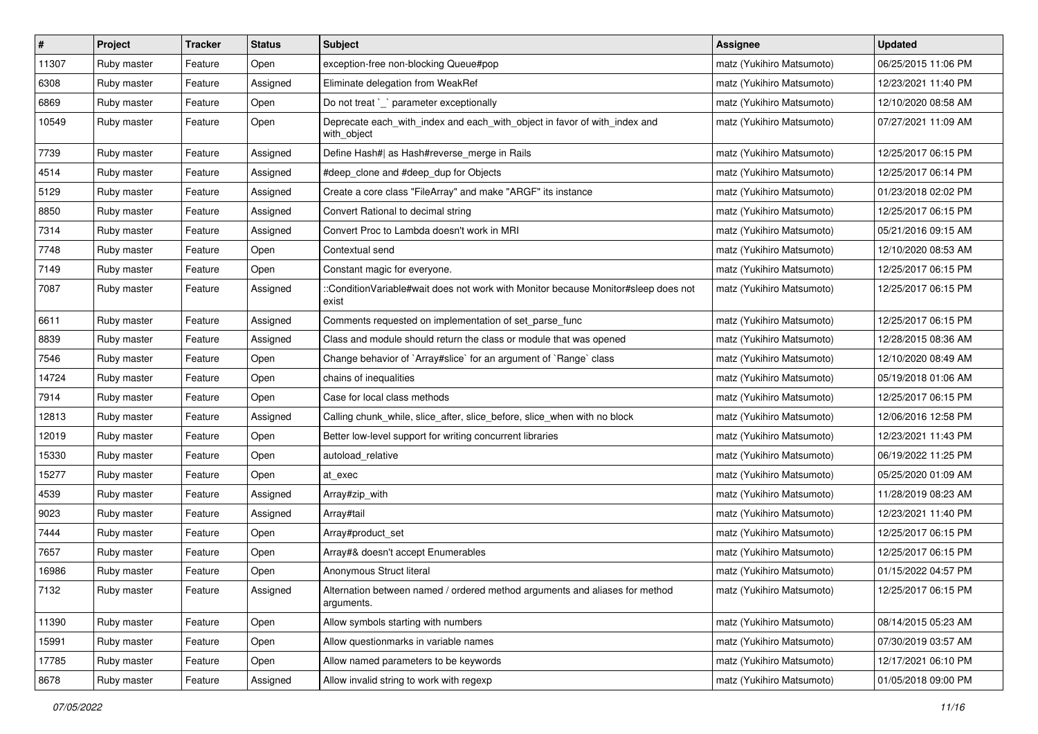| # | Project | Tracker | Status | Subject | Assignee | Updated |
| --- | --- | --- | --- | --- | --- | --- |
| 11307 | Ruby master | Feature | Open | exception-free non-blocking Queue#pop | matz (Yukihiro Matsumoto) | 06/25/2015 11:06 PM |
| 6308 | Ruby master | Feature | Assigned | Eliminate delegation from WeakRef | matz (Yukihiro Matsumoto) | 12/23/2021 11:40 PM |
| 6869 | Ruby master | Feature | Open | Do not treat `_` parameter exceptionally | matz (Yukihiro Matsumoto) | 12/10/2020 08:58 AM |
| 10549 | Ruby master | Feature | Open | Deprecate each_with_index and each_with_object in favor of with_index and with_object | matz (Yukihiro Matsumoto) | 07/27/2021 11:09 AM |
| 7739 | Ruby master | Feature | Assigned | Define Hash#\| as Hash#reverse_merge in Rails | matz (Yukihiro Matsumoto) | 12/25/2017 06:15 PM |
| 4514 | Ruby master | Feature | Assigned | #deep_clone and #deep_dup for Objects | matz (Yukihiro Matsumoto) | 12/25/2017 06:14 PM |
| 5129 | Ruby master | Feature | Assigned | Create a core class "FileArray" and make "ARGF" its instance | matz (Yukihiro Matsumoto) | 01/23/2018 02:02 PM |
| 8850 | Ruby master | Feature | Assigned | Convert Rational to decimal string | matz (Yukihiro Matsumoto) | 12/25/2017 06:15 PM |
| 7314 | Ruby master | Feature | Assigned | Convert Proc to Lambda doesn't work in MRI | matz (Yukihiro Matsumoto) | 05/21/2016 09:15 AM |
| 7748 | Ruby master | Feature | Open | Contextual send | matz (Yukihiro Matsumoto) | 12/10/2020 08:53 AM |
| 7149 | Ruby master | Feature | Open | Constant magic for everyone. | matz (Yukihiro Matsumoto) | 12/25/2017 06:15 PM |
| 7087 | Ruby master | Feature | Assigned | ::ConditionVariable#wait does not work with Monitor because Monitor#sleep does not exist | matz (Yukihiro Matsumoto) | 12/25/2017 06:15 PM |
| 6611 | Ruby master | Feature | Assigned | Comments requested on implementation of set_parse_func | matz (Yukihiro Matsumoto) | 12/25/2017 06:15 PM |
| 8839 | Ruby master | Feature | Assigned | Class and module should return the class or module that was opened | matz (Yukihiro Matsumoto) | 12/28/2015 08:36 AM |
| 7546 | Ruby master | Feature | Open | Change behavior of `Array#slice` for an argument of `Range` class | matz (Yukihiro Matsumoto) | 12/10/2020 08:49 AM |
| 14724 | Ruby master | Feature | Open | chains of inequalities | matz (Yukihiro Matsumoto) | 05/19/2018 01:06 AM |
| 7914 | Ruby master | Feature | Open | Case for local class methods | matz (Yukihiro Matsumoto) | 12/25/2017 06:15 PM |
| 12813 | Ruby master | Feature | Assigned | Calling chunk_while, slice_after, slice_before, slice_when with no block | matz (Yukihiro Matsumoto) | 12/06/2016 12:58 PM |
| 12019 | Ruby master | Feature | Open | Better low-level support for writing concurrent libraries | matz (Yukihiro Matsumoto) | 12/23/2021 11:43 PM |
| 15330 | Ruby master | Feature | Open | autoload_relative | matz (Yukihiro Matsumoto) | 06/19/2022 11:25 PM |
| 15277 | Ruby master | Feature | Open | at_exec | matz (Yukihiro Matsumoto) | 05/25/2020 01:09 AM |
| 4539 | Ruby master | Feature | Assigned | Array#zip_with | matz (Yukihiro Matsumoto) | 11/28/2019 08:23 AM |
| 9023 | Ruby master | Feature | Assigned | Array#tail | matz (Yukihiro Matsumoto) | 12/23/2021 11:40 PM |
| 7444 | Ruby master | Feature | Open | Array#product_set | matz (Yukihiro Matsumoto) | 12/25/2017 06:15 PM |
| 7657 | Ruby master | Feature | Open | Array#& doesn't accept Enumerables | matz (Yukihiro Matsumoto) | 12/25/2017 06:15 PM |
| 16986 | Ruby master | Feature | Open | Anonymous Struct literal | matz (Yukihiro Matsumoto) | 01/15/2022 04:57 PM |
| 7132 | Ruby master | Feature | Assigned | Alternation between named / ordered method arguments and aliases for method arguments. | matz (Yukihiro Matsumoto) | 12/25/2017 06:15 PM |
| 11390 | Ruby master | Feature | Open | Allow symbols starting with numbers | matz (Yukihiro Matsumoto) | 08/14/2015 05:23 AM |
| 15991 | Ruby master | Feature | Open | Allow questionmarks in variable names | matz (Yukihiro Matsumoto) | 07/30/2019 03:57 AM |
| 17785 | Ruby master | Feature | Open | Allow named parameters to be keywords | matz (Yukihiro Matsumoto) | 12/17/2021 06:10 PM |
| 8678 | Ruby master | Feature | Assigned | Allow invalid string to work with regexp | matz (Yukihiro Matsumoto) | 01/05/2018 09:00 PM |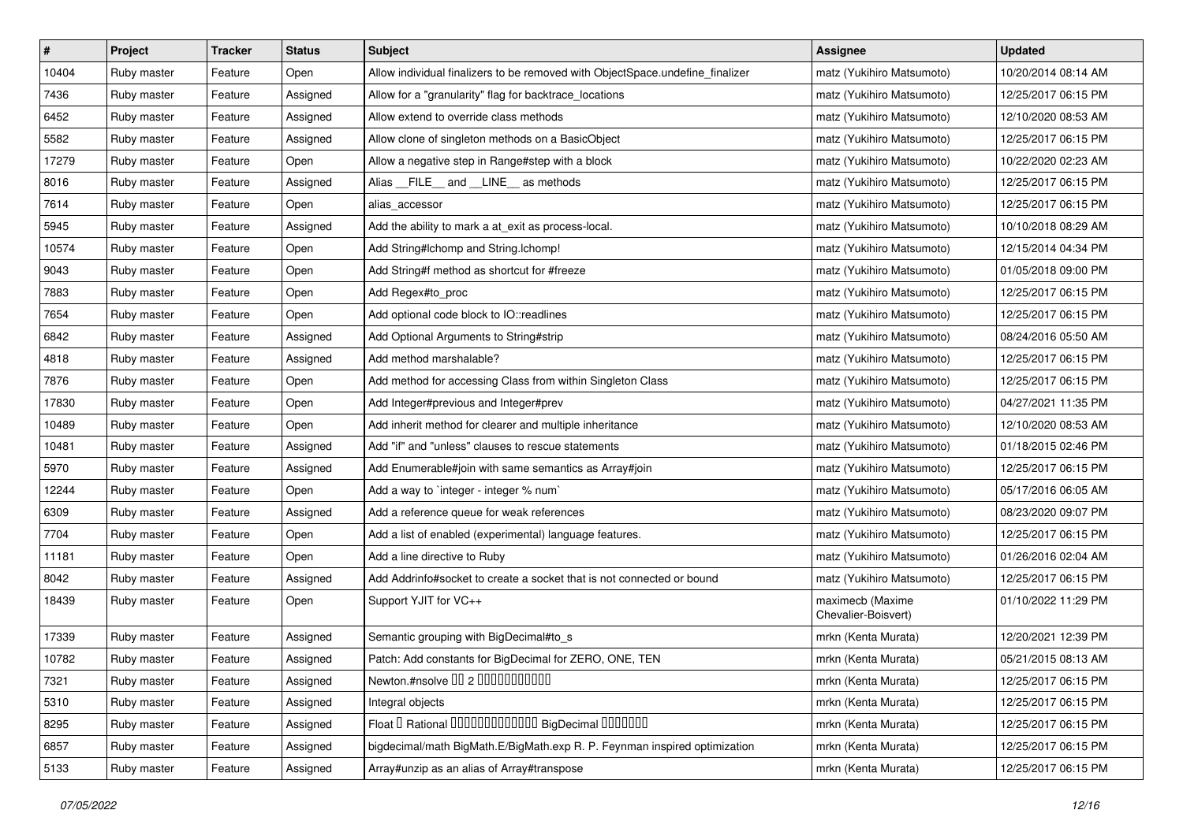| # | Project | Tracker | Status | Subject | Assignee | Updated |
|---|---|---|---|---|---|---|
| 10404 | Ruby master | Feature | Open | Allow individual finalizers to be removed with ObjectSpace.undefine_finalizer | matz (Yukihiro Matsumoto) | 10/20/2014 08:14 AM |
| 7436 | Ruby master | Feature | Assigned | Allow for a "granularity" flag for backtrace_locations | matz (Yukihiro Matsumoto) | 12/25/2017 06:15 PM |
| 6452 | Ruby master | Feature | Assigned | Allow extend to override class methods | matz (Yukihiro Matsumoto) | 12/10/2020 08:53 AM |
| 5582 | Ruby master | Feature | Assigned | Allow clone of singleton methods on a BasicObject | matz (Yukihiro Matsumoto) | 12/25/2017 06:15 PM |
| 17279 | Ruby master | Feature | Open | Allow a negative step in Range#step with a block | matz (Yukihiro Matsumoto) | 10/22/2020 02:23 AM |
| 8016 | Ruby master | Feature | Assigned | Alias __FILE__ and __LINE__ as methods | matz (Yukihiro Matsumoto) | 12/25/2017 06:15 PM |
| 7614 | Ruby master | Feature | Open | alias_accessor | matz (Yukihiro Matsumoto) | 12/25/2017 06:15 PM |
| 5945 | Ruby master | Feature | Assigned | Add the ability to mark a at_exit as process-local. | matz (Yukihiro Matsumoto) | 10/10/2018 08:29 AM |
| 10574 | Ruby master | Feature | Open | Add String#lchomp and String.lchomp! | matz (Yukihiro Matsumoto) | 12/15/2014 04:34 PM |
| 9043 | Ruby master | Feature | Open | Add String#f method as shortcut for #freeze | matz (Yukihiro Matsumoto) | 01/05/2018 09:00 PM |
| 7883 | Ruby master | Feature | Open | Add Regex#to_proc | matz (Yukihiro Matsumoto) | 12/25/2017 06:15 PM |
| 7654 | Ruby master | Feature | Open | Add optional code block to IO::readlines | matz (Yukihiro Matsumoto) | 12/25/2017 06:15 PM |
| 6842 | Ruby master | Feature | Assigned | Add Optional Arguments to String#strip | matz (Yukihiro Matsumoto) | 08/24/2016 05:50 AM |
| 4818 | Ruby master | Feature | Assigned | Add method marshalable? | matz (Yukihiro Matsumoto) | 12/25/2017 06:15 PM |
| 7876 | Ruby master | Feature | Open | Add method for accessing Class from within Singleton Class | matz (Yukihiro Matsumoto) | 12/25/2017 06:15 PM |
| 17830 | Ruby master | Feature | Open | Add Integer#previous and Integer#prev | matz (Yukihiro Matsumoto) | 04/27/2021 11:35 PM |
| 10489 | Ruby master | Feature | Open | Add inherit method for clearer and multiple inheritance | matz (Yukihiro Matsumoto) | 12/10/2020 08:53 AM |
| 10481 | Ruby master | Feature | Assigned | Add "if" and "unless" clauses to rescue statements | matz (Yukihiro Matsumoto) | 01/18/2015 02:46 PM |
| 5970 | Ruby master | Feature | Assigned | Add Enumerable#join with same semantics as Array#join | matz (Yukihiro Matsumoto) | 12/25/2017 06:15 PM |
| 12244 | Ruby master | Feature | Open | Add a way to `integer - integer % num` | matz (Yukihiro Matsumoto) | 05/17/2016 06:05 AM |
| 6309 | Ruby master | Feature | Assigned | Add a reference queue for weak references | matz (Yukihiro Matsumoto) | 08/23/2020 09:07 PM |
| 7704 | Ruby master | Feature | Open | Add a list of enabled (experimental) language features. | matz (Yukihiro Matsumoto) | 12/25/2017 06:15 PM |
| 11181 | Ruby master | Feature | Open | Add a line directive to Ruby | matz (Yukihiro Matsumoto) | 01/26/2016 02:04 AM |
| 8042 | Ruby master | Feature | Assigned | Add Addrinfo#socket to create a socket that is not connected or bound | matz (Yukihiro Matsumoto) | 12/25/2017 06:15 PM |
| 18439 | Ruby master | Feature | Open | Support YJIT for VC++ | maximecb (Maxime Chevalier-Boisvert) | 01/10/2022 11:29 PM |
| 17339 | Ruby master | Feature | Assigned | Semantic grouping with BigDecimal#to_s | mrkn (Kenta Murata) | 12/20/2021 12:39 PM |
| 10782 | Ruby master | Feature | Assigned | Patch: Add constants for BigDecimal for ZERO, ONE, TEN | mrkn (Kenta Murata) | 05/21/2015 08:13 AM |
| 7321 | Ruby master | Feature | Assigned | Newton.#nsolve □□ 2 □□□□□□□□□□□ | mrkn (Kenta Murata) | 12/25/2017 06:15 PM |
| 5310 | Ruby master | Feature | Assigned | Integral objects | mrkn (Kenta Murata) | 12/25/2017 06:15 PM |
| 8295 | Ruby master | Feature | Assigned | Float □ Rational □□□□□□□□□□□□□ BigDecimal □□□□□□□ | mrkn (Kenta Murata) | 12/25/2017 06:15 PM |
| 6857 | Ruby master | Feature | Assigned | bigdecimal/math BigMath.E/BigMath.exp R. P. Feynman inspired optimization | mrkn (Kenta Murata) | 12/25/2017 06:15 PM |
| 5133 | Ruby master | Feature | Assigned | Array#unzip as an alias of Array#transpose | mrkn (Kenta Murata) | 12/25/2017 06:15 PM |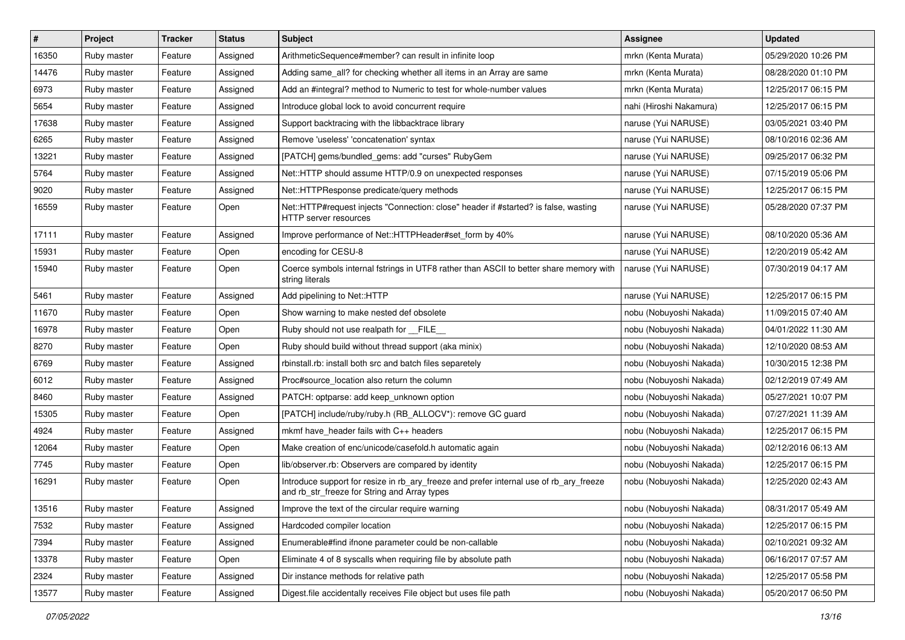| # | Project | Tracker | Status | Subject | Assignee | Updated |
|---|---|---|---|---|---|---|
| 16350 | Ruby master | Feature | Assigned | ArithmeticSequence#member? can result in infinite loop | mrkn (Kenta Murata) | 05/29/2020 10:26 PM |
| 14476 | Ruby master | Feature | Assigned | Adding same_all? for checking whether all items in an Array are same | mrkn (Kenta Murata) | 08/28/2020 01:10 PM |
| 6973 | Ruby master | Feature | Assigned | Add an #integral? method to Numeric to test for whole-number values | mrkn (Kenta Murata) | 12/25/2017 06:15 PM |
| 5654 | Ruby master | Feature | Assigned | Introduce global lock to avoid concurrent require | nahi (Hiroshi Nakamura) | 12/25/2017 06:15 PM |
| 17638 | Ruby master | Feature | Assigned | Support backtracing with the libbacktrace library | naruse (Yui NARUSE) | 03/05/2021 03:40 PM |
| 6265 | Ruby master | Feature | Assigned | Remove 'useless' 'concatenation' syntax | naruse (Yui NARUSE) | 08/10/2016 02:36 AM |
| 13221 | Ruby master | Feature | Assigned | [PATCH] gems/bundled_gems: add "curses" RubyGem | naruse (Yui NARUSE) | 09/25/2017 06:32 PM |
| 5764 | Ruby master | Feature | Assigned | Net::HTTP should assume HTTP/0.9 on unexpected responses | naruse (Yui NARUSE) | 07/15/2019 05:06 PM |
| 9020 | Ruby master | Feature | Assigned | Net::HTTPResponse predicate/query methods | naruse (Yui NARUSE) | 12/25/2017 06:15 PM |
| 16559 | Ruby master | Feature | Open | Net::HTTP#request injects "Connection: close" header if #started? is false, wasting HTTP server resources | naruse (Yui NARUSE) | 05/28/2020 07:37 PM |
| 17111 | Ruby master | Feature | Assigned | Improve performance of Net::HTTPHeader#set_form by 40% | naruse (Yui NARUSE) | 08/10/2020 05:36 AM |
| 15931 | Ruby master | Feature | Open | encoding for CESU-8 | naruse (Yui NARUSE) | 12/20/2019 05:42 AM |
| 15940 | Ruby master | Feature | Open | Coerce symbols internal fstrings in UTF8 rather than ASCII to better share memory with string literals | naruse (Yui NARUSE) | 07/30/2019 04:17 AM |
| 5461 | Ruby master | Feature | Assigned | Add pipelining to Net::HTTP | naruse (Yui NARUSE) | 12/25/2017 06:15 PM |
| 11670 | Ruby master | Feature | Open | Show warning to make nested def obsolete | nobu (Nobuyoshi Nakada) | 11/09/2015 07:40 AM |
| 16978 | Ruby master | Feature | Open | Ruby should not use realpath for __FILE__ | nobu (Nobuyoshi Nakada) | 04/01/2022 11:30 AM |
| 8270 | Ruby master | Feature | Open | Ruby should build without thread support (aka minix) | nobu (Nobuyoshi Nakada) | 12/10/2020 08:53 AM |
| 6769 | Ruby master | Feature | Assigned | rbinstall.rb: install both src and batch files separetely | nobu (Nobuyoshi Nakada) | 10/30/2015 12:38 PM |
| 6012 | Ruby master | Feature | Assigned | Proc#source_location also return the column | nobu (Nobuyoshi Nakada) | 02/12/2019 07:49 AM |
| 8460 | Ruby master | Feature | Assigned | PATCH: optparse: add keep_unknown option | nobu (Nobuyoshi Nakada) | 05/27/2021 10:07 PM |
| 15305 | Ruby master | Feature | Open | [PATCH] include/ruby/ruby.h (RB_ALLOCV*): remove GC guard | nobu (Nobuyoshi Nakada) | 07/27/2021 11:39 AM |
| 4924 | Ruby master | Feature | Assigned | mkmf have_header fails with C++ headers | nobu (Nobuyoshi Nakada) | 12/25/2017 06:15 PM |
| 12064 | Ruby master | Feature | Open | Make creation of enc/unicode/casefold.h automatic again | nobu (Nobuyoshi Nakada) | 02/12/2016 06:13 AM |
| 7745 | Ruby master | Feature | Open | lib/observer.rb: Observers are compared by identity | nobu (Nobuyoshi Nakada) | 12/25/2017 06:15 PM |
| 16291 | Ruby master | Feature | Open | Introduce support for resize in rb_ary_freeze and prefer internal use of rb_ary_freeze and rb_str_freeze for String and Array types | nobu (Nobuyoshi Nakada) | 12/25/2020 02:43 AM |
| 13516 | Ruby master | Feature | Assigned | Improve the text of the circular require warning | nobu (Nobuyoshi Nakada) | 08/31/2017 05:49 AM |
| 7532 | Ruby master | Feature | Assigned | Hardcoded compiler location | nobu (Nobuyoshi Nakada) | 12/25/2017 06:15 PM |
| 7394 | Ruby master | Feature | Assigned | Enumerable#find ifnone parameter could be non-callable | nobu (Nobuyoshi Nakada) | 02/10/2021 09:32 AM |
| 13378 | Ruby master | Feature | Open | Eliminate 4 of 8 syscalls when requiring file by absolute path | nobu (Nobuyoshi Nakada) | 06/16/2017 07:57 AM |
| 2324 | Ruby master | Feature | Assigned | Dir instance methods for relative path | nobu (Nobuyoshi Nakada) | 12/25/2017 05:58 PM |
| 13577 | Ruby master | Feature | Assigned | Digest.file accidentally receives File object but uses file path | nobu (Nobuyoshi Nakada) | 05/20/2017 06:50 PM |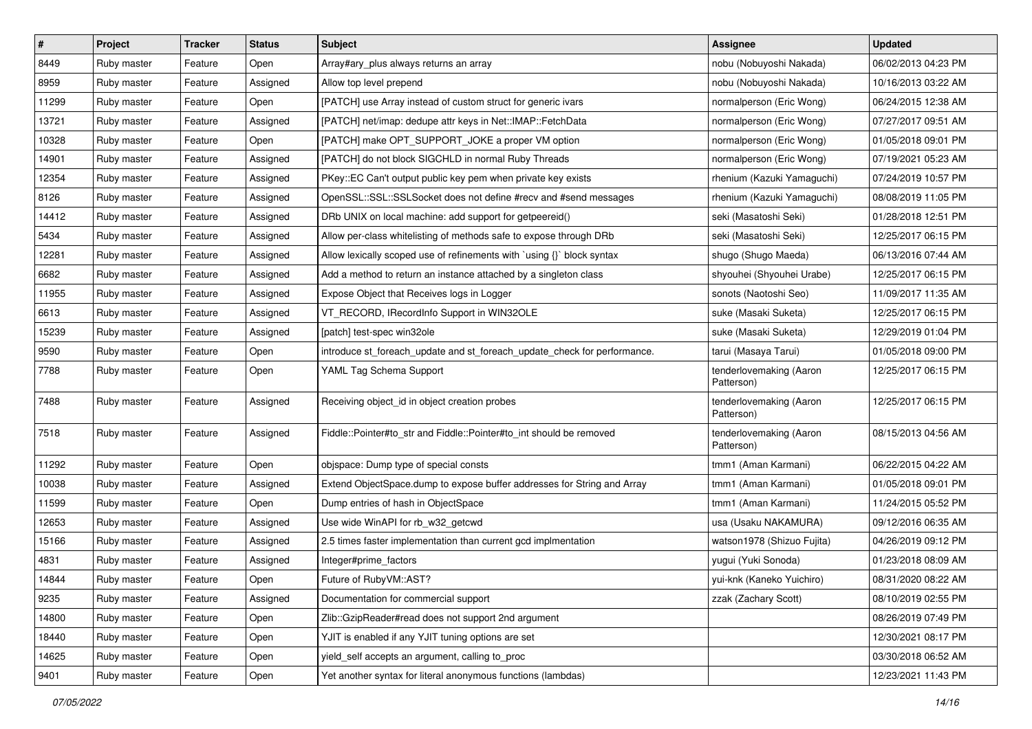| # | Project | Tracker | Status | Subject | Assignee | Updated |
|---|---|---|---|---|---|---|
| 8449 | Ruby master | Feature | Open | Array#ary_plus always returns an array | nobu (Nobuyoshi Nakada) | 06/02/2013 04:23 PM |
| 8959 | Ruby master | Feature | Assigned | Allow top level prepend | nobu (Nobuyoshi Nakada) | 10/16/2013 03:22 AM |
| 11299 | Ruby master | Feature | Open | [PATCH] use Array instead of custom struct for generic ivars | normalperson (Eric Wong) | 06/24/2015 12:38 AM |
| 13721 | Ruby master | Feature | Assigned | [PATCH] net/imap: dedupe attr keys in Net::IMAP::FetchData | normalperson (Eric Wong) | 07/27/2017 09:51 AM |
| 10328 | Ruby master | Feature | Open | [PATCH] make OPT_SUPPORT_JOKE a proper VM option | normalperson (Eric Wong) | 01/05/2018 09:01 PM |
| 14901 | Ruby master | Feature | Assigned | [PATCH] do not block SIGCHLD in normal Ruby Threads | normalperson (Eric Wong) | 07/19/2021 05:23 AM |
| 12354 | Ruby master | Feature | Assigned | PKey::EC Can't output public key pem when private key exists | rhenium (Kazuki Yamaguchi) | 07/24/2019 10:57 PM |
| 8126 | Ruby master | Feature | Assigned | OpenSSL::SSL::SSLSocket does not define #recv and #send messages | rhenium (Kazuki Yamaguchi) | 08/08/2019 11:05 PM |
| 14412 | Ruby master | Feature | Assigned | DRb UNIX on local machine: add support for getpeereid() | seki (Masatoshi Seki) | 01/28/2018 12:51 PM |
| 5434 | Ruby master | Feature | Assigned | Allow per-class whitelisting of methods safe to expose through DRb | seki (Masatoshi Seki) | 12/25/2017 06:15 PM |
| 12281 | Ruby master | Feature | Assigned | Allow lexically scoped use of refinements with `using {}` block syntax | shugo (Shugo Maeda) | 06/13/2016 07:44 AM |
| 6682 | Ruby master | Feature | Assigned | Add a method to return an instance attached by a singleton class | shyouhei (Shyouhei Urabe) | 12/25/2017 06:15 PM |
| 11955 | Ruby master | Feature | Assigned | Expose Object that Receives logs in Logger | sonots (Naotoshi Seo) | 11/09/2017 11:35 AM |
| 6613 | Ruby master | Feature | Assigned | VT_RECORD, IRecordInfo Support in WIN32OLE | suke (Masaki Suketa) | 12/25/2017 06:15 PM |
| 15239 | Ruby master | Feature | Assigned | [patch] test-spec win32ole | suke (Masaki Suketa) | 12/29/2019 01:04 PM |
| 9590 | Ruby master | Feature | Open | introduce st_foreach_update and st_foreach_update_check for performance. | tarui (Masaya Tarui) | 01/05/2018 09:00 PM |
| 7788 | Ruby master | Feature | Open | YAML Tag Schema Support | tenderlovemaking (Aaron Patterson) | 12/25/2017 06:15 PM |
| 7488 | Ruby master | Feature | Assigned | Receiving object_id in object creation probes | tenderlovemaking (Aaron Patterson) | 12/25/2017 06:15 PM |
| 7518 | Ruby master | Feature | Assigned | Fiddle::Pointer#to_str and Fiddle::Pointer#to_int should be removed | tenderlovemaking (Aaron Patterson) | 08/15/2013 04:56 AM |
| 11292 | Ruby master | Feature | Open | objspace: Dump type of special consts | tmm1 (Aman Karmani) | 06/22/2015 04:22 AM |
| 10038 | Ruby master | Feature | Assigned | Extend ObjectSpace.dump to expose buffer addresses for String and Array | tmm1 (Aman Karmani) | 01/05/2018 09:01 PM |
| 11599 | Ruby master | Feature | Open | Dump entries of hash in ObjectSpace | tmm1 (Aman Karmani) | 11/24/2015 05:52 PM |
| 12653 | Ruby master | Feature | Assigned | Use wide WinAPI for rb_w32_getcwd | usa (Usaku NAKAMURA) | 09/12/2016 06:35 AM |
| 15166 | Ruby master | Feature | Assigned | 2.5 times faster implementation than current gcd implmentation | watson1978 (Shizuo Fujita) | 04/26/2019 09:12 PM |
| 4831 | Ruby master | Feature | Assigned | Integer#prime_factors | yugui (Yuki Sonoda) | 01/23/2018 08:09 AM |
| 14844 | Ruby master | Feature | Open | Future of RubyVM::AST? | yui-knk (Kaneko Yuichiro) | 08/31/2020 08:22 AM |
| 9235 | Ruby master | Feature | Assigned | Documentation for commercial support | zzak (Zachary Scott) | 08/10/2019 02:55 PM |
| 14800 | Ruby master | Feature | Open | Zlib::GzipReader#read does not support 2nd argument | | 08/26/2019 07:49 PM |
| 18440 | Ruby master | Feature | Open | YJIT is enabled if any YJIT tuning options are set | | 12/30/2021 08:17 PM |
| 14625 | Ruby master | Feature | Open | yield_self accepts an argument, calling to_proc | | 03/30/2018 06:52 AM |
| 9401 | Ruby master | Feature | Open | Yet another syntax for literal anonymous functions (lambdas) | | 12/23/2021 11:43 PM |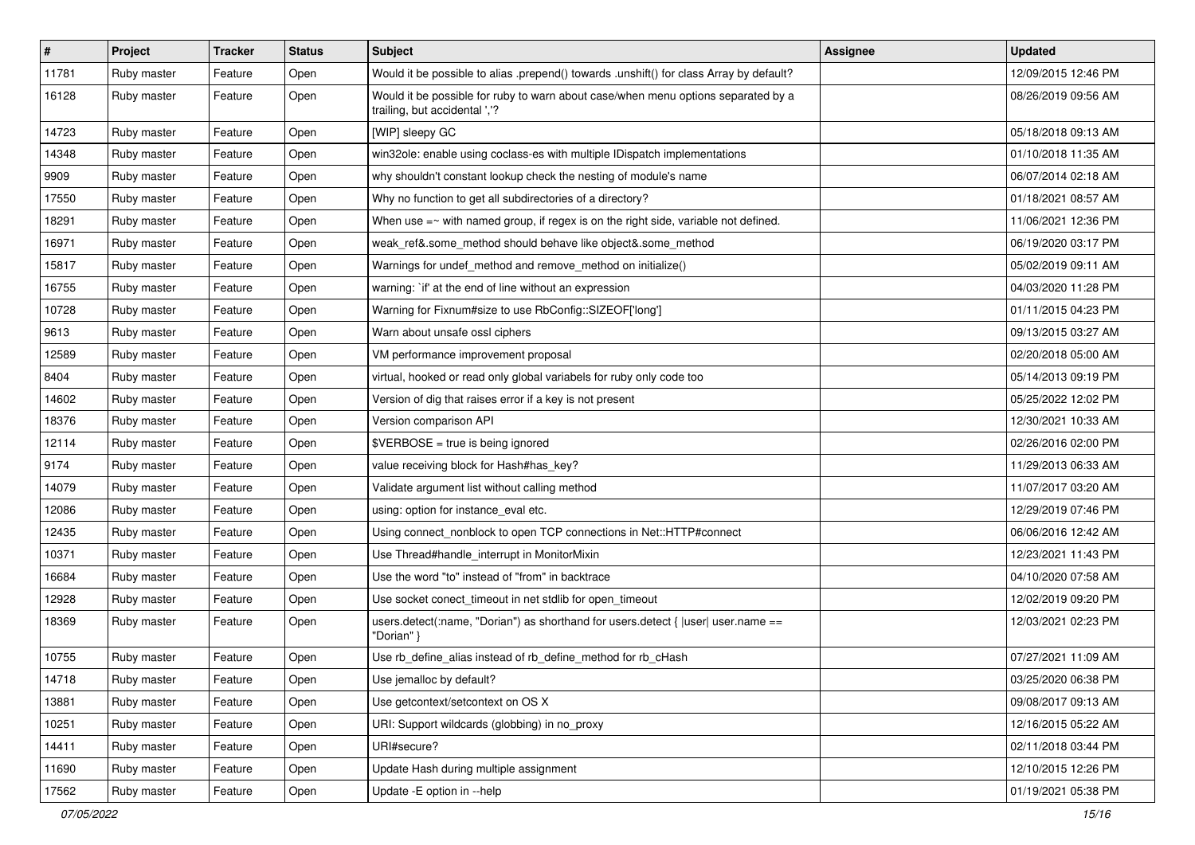| # | Project | Tracker | Status | Subject | Assignee | Updated |
| --- | --- | --- | --- | --- | --- | --- |
| 11781 | Ruby master | Feature | Open | Would it be possible to alias .prepend() towards .unshift() for class Array by default? | | 12/09/2015 12:46 PM |
| 16128 | Ruby master | Feature | Open | Would it be possible for ruby to warn about case/when menu options separated by a trailing, but accidental ','? | | 08/26/2019 09:56 AM |
| 14723 | Ruby master | Feature | Open | [WIP] sleepy GC | | 05/18/2018 09:13 AM |
| 14348 | Ruby master | Feature | Open | win32ole: enable using coclass-es with multiple IDispatch implementations | | 01/10/2018 11:35 AM |
| 9909 | Ruby master | Feature | Open | why shouldn't constant lookup check the nesting of module's name | | 06/07/2014 02:18 AM |
| 17550 | Ruby master | Feature | Open | Why no function to get all subdirectories of a directory? | | 01/18/2021 08:57 AM |
| 18291 | Ruby master | Feature | Open | When use =~ with named group, if regex is on the right side, variable not defined. | | 11/06/2021 12:36 PM |
| 16971 | Ruby master | Feature | Open | weak_ref&.some_method should behave like object&.some_method | | 06/19/2020 03:17 PM |
| 15817 | Ruby master | Feature | Open | Warnings for undef_method and remove_method on initialize() | | 05/02/2019 09:11 AM |
| 16755 | Ruby master | Feature | Open | warning: `if' at the end of line without an expression | | 04/03/2020 11:28 PM |
| 10728 | Ruby master | Feature | Open | Warning for Fixnum#size to use RbConfig::SIZEOF['long'] | | 01/11/2015 04:23 PM |
| 9613 | Ruby master | Feature | Open | Warn about unsafe ossl ciphers | | 09/13/2015 03:27 AM |
| 12589 | Ruby master | Feature | Open | VM performance improvement proposal | | 02/20/2018 05:00 AM |
| 8404 | Ruby master | Feature | Open | virtual, hooked or read only global variabels for ruby only code too | | 05/14/2013 09:19 PM |
| 14602 | Ruby master | Feature | Open | Version of dig that raises error if a key is not present | | 05/25/2022 12:02 PM |
| 18376 | Ruby master | Feature | Open | Version comparison API | | 12/30/2021 10:33 AM |
| 12114 | Ruby master | Feature | Open | $VERBOSE = true is being ignored | | 02/26/2016 02:00 PM |
| 9174 | Ruby master | Feature | Open | value receiving block for Hash#has_key? | | 11/29/2013 06:33 AM |
| 14079 | Ruby master | Feature | Open | Validate argument list without calling method | | 11/07/2017 03:20 AM |
| 12086 | Ruby master | Feature | Open | using: option for instance_eval etc. | | 12/29/2019 07:46 PM |
| 12435 | Ruby master | Feature | Open | Using connect_nonblock to open TCP connections in Net::HTTP#connect | | 06/06/2016 12:42 AM |
| 10371 | Ruby master | Feature | Open | Use Thread#handle_interrupt in MonitorMixin | | 12/23/2021 11:43 PM |
| 16684 | Ruby master | Feature | Open | Use the word "to" instead of "from" in backtrace | | 04/10/2020 07:58 AM |
| 12928 | Ruby master | Feature | Open | Use socket conect_timeout in net stdlib for open_timeout | | 12/02/2019 09:20 PM |
| 18369 | Ruby master | Feature | Open | users.detect(:name, "Dorian") as shorthand for users.detect { \|user\| user.name == "Dorian" } | | 12/03/2021 02:23 PM |
| 10755 | Ruby master | Feature | Open | Use rb_define_alias instead of rb_define_method for rb_cHash | | 07/27/2021 11:09 AM |
| 14718 | Ruby master | Feature | Open | Use jemalloc by default? | | 03/25/2020 06:38 PM |
| 13881 | Ruby master | Feature | Open | Use getcontext/setcontext on OS X | | 09/08/2017 09:13 AM |
| 10251 | Ruby master | Feature | Open | URI: Support wildcards (globbing) in no_proxy | | 12/16/2015 05:22 AM |
| 14411 | Ruby master | Feature | Open | URI#secure? | | 02/11/2018 03:44 PM |
| 11690 | Ruby master | Feature | Open | Update Hash during multiple assignment | | 12/10/2015 12:26 PM |
| 17562 | Ruby master | Feature | Open | Update -E option in --help | | 01/19/2021 05:38 PM |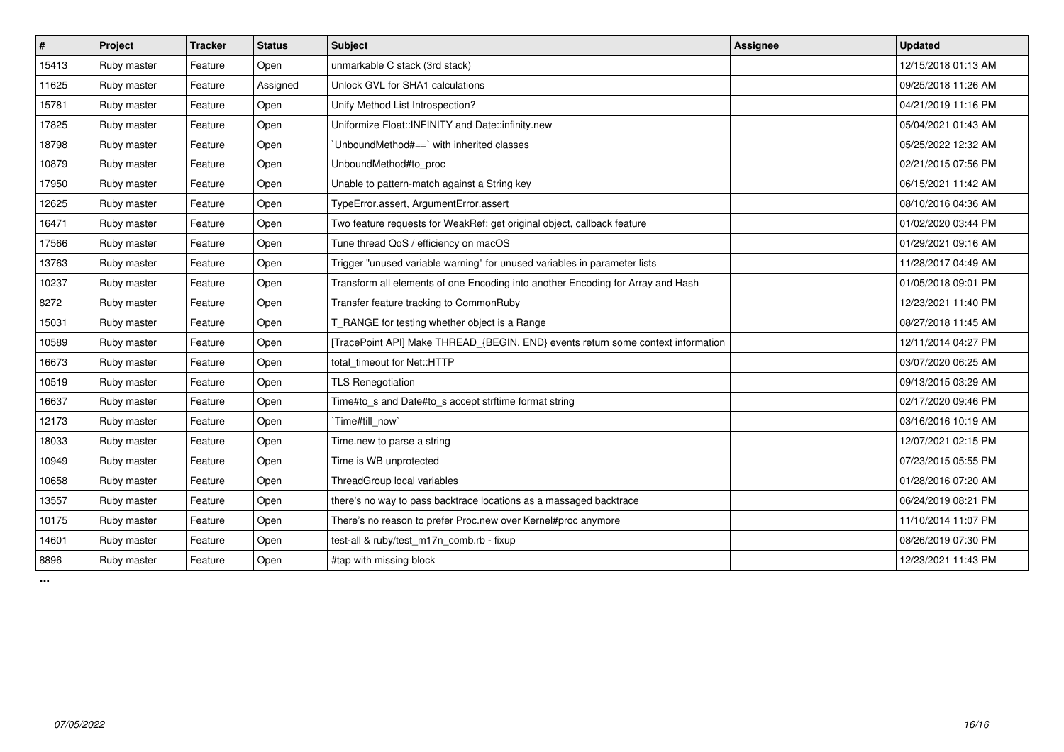| # | Project | Tracker | Status | Subject | Assignee | Updated |
|---|---|---|---|---|---|---|
| 15413 | Ruby master | Feature | Open | unmarkable C stack (3rd stack) | | 12/15/2018 01:13 AM |
| 11625 | Ruby master | Feature | Assigned | Unlock GVL for SHA1 calculations | | 09/25/2018 11:26 AM |
| 15781 | Ruby master | Feature | Open | Unify Method List Introspection? | | 04/21/2019 11:16 PM |
| 17825 | Ruby master | Feature | Open | Uniformize Float::INFINITY and Date::infinity.new | | 05/04/2021 01:43 AM |
| 18798 | Ruby master | Feature | Open | `UnboundMethod#==` with inherited classes | | 05/25/2022 12:32 AM |
| 10879 | Ruby master | Feature | Open | UnboundMethod#to_proc | | 02/21/2015 07:56 PM |
| 17950 | Ruby master | Feature | Open | Unable to pattern-match against a String key | | 06/15/2021 11:42 AM |
| 12625 | Ruby master | Feature | Open | TypeError.assert, ArgumentError.assert | | 08/10/2016 04:36 AM |
| 16471 | Ruby master | Feature | Open | Two feature requests for WeakRef: get original object, callback feature | | 01/02/2020 03:44 PM |
| 17566 | Ruby master | Feature | Open | Tune thread QoS / efficiency on macOS | | 01/29/2021 09:16 AM |
| 13763 | Ruby master | Feature | Open | Trigger "unused variable warning" for unused variables in parameter lists | | 11/28/2017 04:49 AM |
| 10237 | Ruby master | Feature | Open | Transform all elements of one Encoding into another Encoding for Array and Hash | | 01/05/2018 09:01 PM |
| 8272 | Ruby master | Feature | Open | Transfer feature tracking to CommonRuby | | 12/23/2021 11:40 PM |
| 15031 | Ruby master | Feature | Open | T_RANGE for testing whether object is a Range | | 08/27/2018 11:45 AM |
| 10589 | Ruby master | Feature | Open | [TracePoint API] Make THREAD_{BEGIN, END} events return some context information | | 12/11/2014 04:27 PM |
| 16673 | Ruby master | Feature | Open | total_timeout for Net::HTTP | | 03/07/2020 06:25 AM |
| 10519 | Ruby master | Feature | Open | TLS Renegotiation | | 09/13/2015 03:29 AM |
| 16637 | Ruby master | Feature | Open | Time#to_s and Date#to_s accept strftime format string | | 02/17/2020 09:46 PM |
| 12173 | Ruby master | Feature | Open | `Time#till_now` | | 03/16/2016 10:19 AM |
| 18033 | Ruby master | Feature | Open | Time.new to parse a string | | 12/07/2021 02:15 PM |
| 10949 | Ruby master | Feature | Open | Time is WB unprotected | | 07/23/2015 05:55 PM |
| 10658 | Ruby master | Feature | Open | ThreadGroup local variables | | 01/28/2016 07:20 AM |
| 13557 | Ruby master | Feature | Open | there's no way to pass backtrace locations as a massaged backtrace | | 06/24/2019 08:21 PM |
| 10175 | Ruby master | Feature | Open | There's no reason to prefer Proc.new over Kernel#proc anymore | | 11/10/2014 11:07 PM |
| 14601 | Ruby master | Feature | Open | test-all & ruby/test_m17n_comb.rb - fixup | | 08/26/2019 07:30 PM |
| 8896 | Ruby master | Feature | Open | #tap with missing block | | 12/23/2021 11:43 PM |

...